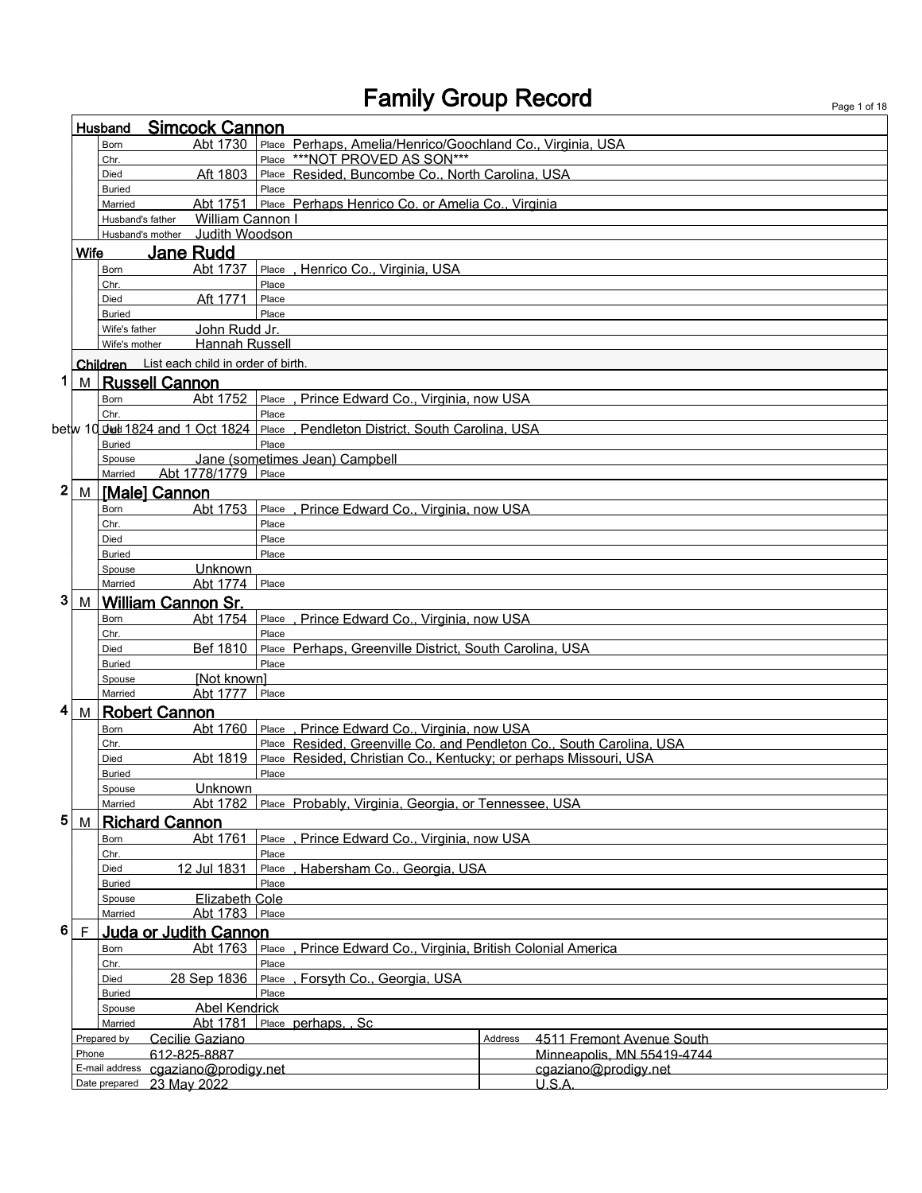# Family Group Record

## Husband: Simcock Cannon

| | | |
|---|---|---|
| Born | Abt 1730 | Place: Perhaps, Amelia/Henrico/Goochland Co., Virginia, USA |
| Chr. | | Place: ***NOT PROVED AS SON*** |
| Died | Aft 1803 | Place: Resided, Buncombe Co., North Carolina, USA |
| Buried | | Place |
| Married | Abt 1751 | Place: Perhaps Henrico Co. or Amelia Co., Virginia |
| Husband's father | William Cannon I | |
| Husband's mother | Judith Woodson | |

## Wife: Jane Rudd

| | | |
|---|---|---|
| Born | Abt 1737 | Place: , Henrico Co., Virginia, USA |
| Chr. | | Place |
| Died | Aft 1771 | Place |
| Buried | | Place |
| Wife's father | John Rudd Jr. | |
| Wife's mother | Hannah Russell | |

## Children

List each child in order of birth.

### 1 M Russell Cannon

| | | |
|---|---|---|
| Born | Abt 1752 | Place: , Prince Edward Co., Virginia, now USA |
| Chr. | | Place |
| Died | betw 10 Jul 1824 and 1 Oct 1824 | Place: , Pendleton District, South Carolina, USA |
| Buried | | Place |
| Spouse | Jane (sometimes Jean) Campbell | |
| Married | Abt 1778/1779 | Place |

### 2 M [Male] Cannon

| | | |
|---|---|---|
| Born | Abt 1753 | Place: , Prince Edward Co., Virginia, now USA |
| Chr. | | Place |
| Died | | Place |
| Buried | | Place |
| Spouse | Unknown | |
| Married | Abt 1774 | Place |

### 3 M William Cannon Sr.

| | | |
|---|---|---|
| Born | Abt 1754 | Place: , Prince Edward Co., Virginia, now USA |
| Chr. | | Place |
| Died | Bef 1810 | Place: Perhaps, Greenville District, South Carolina, USA |
| Buried | | Place |
| Spouse | [Not known] | |
| Married | Abt 1777 | Place |

### 4 M Robert Cannon

| | | |
|---|---|---|
| Born | Abt 1760 | Place: , Prince Edward Co., Virginia, now USA |
| Chr. | | Place: Resided, Greenville Co. and Pendleton Co., South Carolina, USA |
| Died | Abt 1819 | Place: Resided, Christian Co., Kentucky; or perhaps Missouri, USA |
| Buried | | Place |
| Spouse | Unknown | |
| Married | Abt 1782 | Place: Probably, Virginia, Georgia, or Tennessee, USA |

### 5 M Richard Cannon

| | | |
|---|---|---|
| Born | Abt 1761 | Place: , Prince Edward Co., Virginia, now USA |
| Chr. | | Place |
| Died | 12 Jul 1831 | Place: , Habersham Co., Georgia, USA |
| Buried | | Place |
| Spouse | Elizabeth Cole | |
| Married | Abt 1783 | Place |

### 6 F Juda or Judith Cannon

| | | |
|---|---|---|
| Born | Abt 1763 | Place: , Prince Edward Co., Virginia, British Colonial America |
| Chr. | | Place |
| Died | 28 Sep 1836 | Place: , Forsyth Co., Georgia, USA |
| Buried | | Place |
| Spouse | Abel Kendrick | |
| Married | Abt 1781 | Place: perhaps, , Sc |

| | | | |
|---|---|---|---|
| Prepared by | Cecilie Gaziano | Address | 4511 Fremont Avenue South |
| Phone | 612-825-8887 | | Minneapolis, MN 55419-4744 |
| E-mail address | cgaziano@prodigy.net | | cgaziano@prodigy.net |
| Date prepared | 23 May 2022 | | U.S.A. |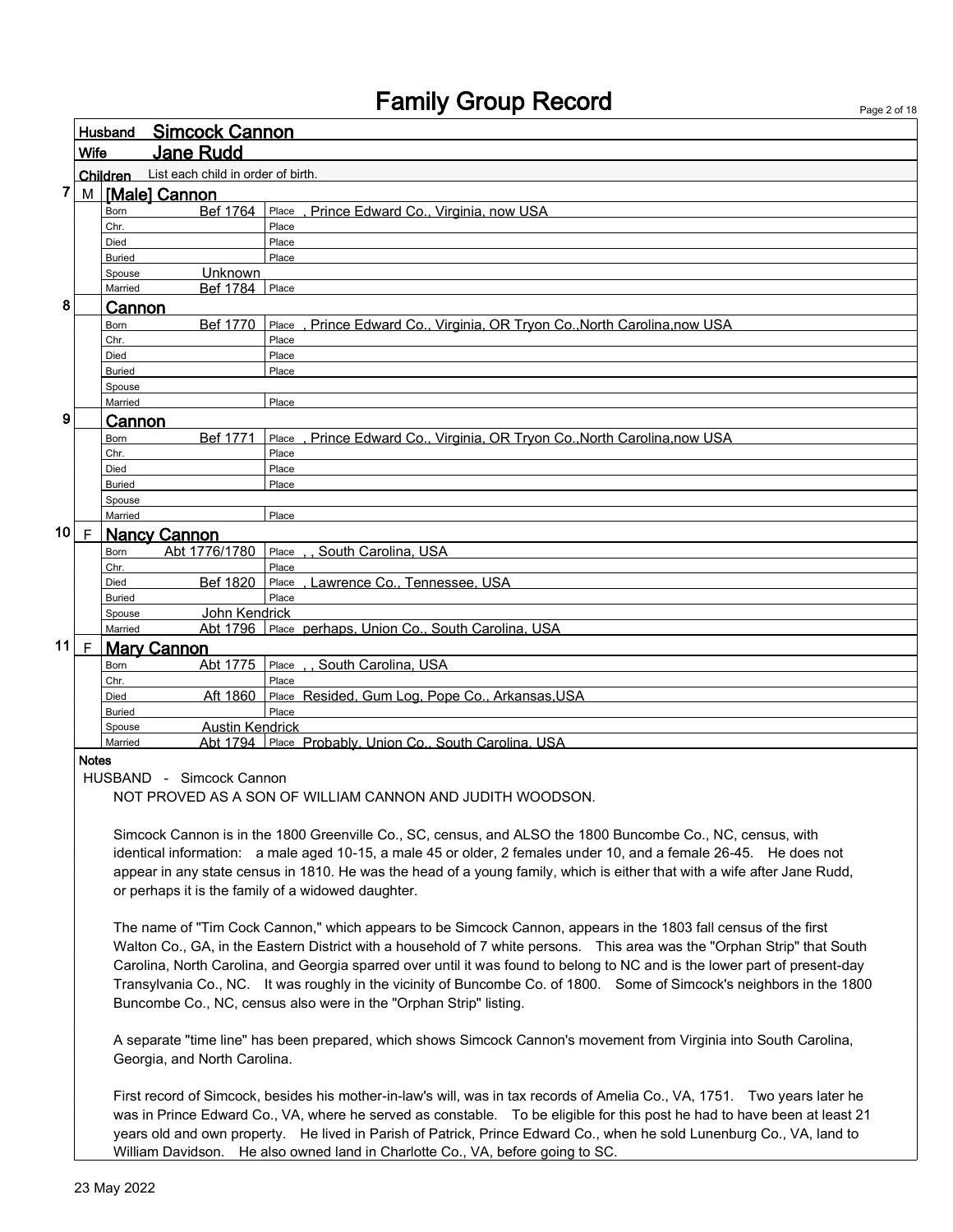# Family Group Record

**Husband** Simcock Cannon

**Wife** Jane Rudd

**Children** List each child in order of birth.

**7 M [Male] Cannon**

| | | |
|---|---|---|
| Born | Bef 1764 | Place , Prince Edward Co., Virginia, now USA |
| Chr. | | Place |
| Died | | Place |
| Buried | | Place |
| Spouse | Unknown | |
| Married | Bef 1784 | Place |

**8 Cannon**

| | | |
|---|---|---|
| Born | Bef 1770 | Place , Prince Edward Co., Virginia, OR Tryon Co.,North Carolina,now USA |
| Chr. | | Place |
| Died | | Place |
| Buried | | Place |
| Spouse | | |
| Married | | Place |

**9 Cannon**

| | | |
|---|---|---|
| Born | Bef 1771 | Place , Prince Edward Co., Virginia, OR Tryon Co.,North Carolina,now USA |
| Chr. | | Place |
| Died | | Place |
| Buried | | Place |
| Spouse | | |
| Married | | Place |

**10 F Nancy Cannon**

| | | |
|---|---|---|
| Born | Abt 1776/1780 | Place , , South Carolina, USA |
| Chr. | | Place |
| Died | Bef 1820 | Place , Lawrence Co., Tennessee, USA |
| Buried | | Place |
| Spouse | John Kendrick | |
| Married | Abt 1796 | Place perhaps, Union Co., South Carolina, USA |

**11 F Mary Cannon**

| | | |
|---|---|---|
| Born | Abt 1775 | Place , , South Carolina, USA |
| Chr. | | Place |
| Died | Aft 1860 | Place Resided, Gum Log, Pope Co., Arkansas,USA |
| Buried | | Place |
| Spouse | Austin Kendrick | |
| Married | Abt 1794 | Place Probably, Union Co., South Carolina, USA |

**Notes**

HUSBAND - Simcock Cannon

NOT PROVED AS A SON OF WILLIAM CANNON AND JUDITH WOODSON.

Simcock Cannon is in the 1800 Greenville Co., SC, census, and ALSO the 1800 Buncombe Co., NC, census, with identical information: a male aged 10-15, a male 45 or older, 2 females under 10, and a female 26-45. He does not appear in any state census in 1810. He was the head of a young family, which is either that with a wife after Jane Rudd, or perhaps it is the family of a widowed daughter.

The name of "Tim Cock Cannon," which appears to be Simcock Cannon, appears in the 1803 fall census of the first Walton Co., GA, in the Eastern District with a household of 7 white persons. This area was the "Orphan Strip" that South Carolina, North Carolina, and Georgia sparred over until it was found to belong to NC and is the lower part of present-day Transylvania Co., NC. It was roughly in the vicinity of Buncombe Co. of 1800. Some of Simcock's neighbors in the 1800 Buncombe Co., NC, census also were in the "Orphan Strip" listing.

A separate "time line" has been prepared, which shows Simcock Cannon's movement from Virginia into South Carolina, Georgia, and North Carolina.

First record of Simcock, besides his mother-in-law's will, was in tax records of Amelia Co., VA, 1751. Two years later he was in Prince Edward Co., VA, where he served as constable. To be eligible for this post he had to have been at least 21 years old and own property. He lived in Parish of Patrick, Prince Edward Co., when he sold Lunenburg Co., VA, land to William Davidson. He also owned land in Charlotte Co., VA, before going to SC.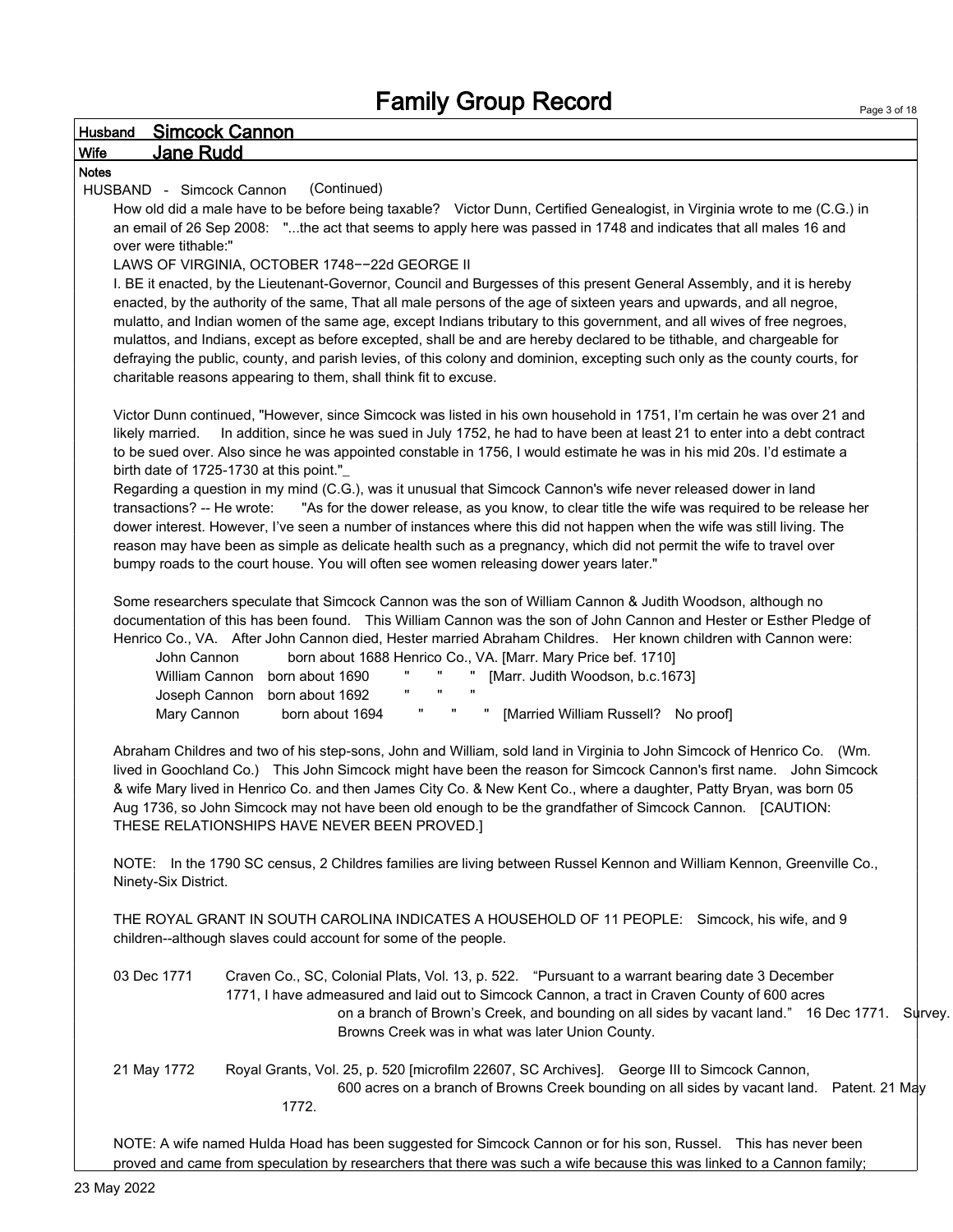# Family Group Record

**Husband** Simcock Cannon

**Wife** Jane Rudd

**Notes**

HUSBAND - Simcock Cannon (Continued)

How old did a male have to be before being taxable? Victor Dunn, Certified Genealogist, in Virginia wrote to me (C.G.) in an email of 26 Sep 2008: "...the act that seems to apply here was passed in 1748 and indicates that all males 16 and over were tithable:"

LAWS OF VIRGINIA, OCTOBER 1748--22d GEORGE II

I. BE it enacted, by the Lieutenant-Governor, Council and Burgesses of this present General Assembly, and it is hereby enacted, by the authority of the same, That all male persons of the age of sixteen years and upwards, and all negroe, mulatto, and Indian women of the same age, except Indians tributary to this government, and all wives of free negroes, mulattos, and Indians, except as before excepted, shall be and are hereby declared to be tithable, and chargeable for defraying the public, county, and parish levies, of this colony and dominion, excepting such only as the county courts, for charitable reasons appearing to them, shall think fit to excuse.

Victor Dunn continued, "However, since Simcock was listed in his own household in 1751, I'm certain he was over 21 and likely married. In addition, since he was sued in July 1752, he had to have been at least 21 to enter into a debt contract to be sued over. Also since he was appointed constable in 1756, I would estimate he was in his mid 20s. I'd estimate a birth date of 1725-1730 at this point."_

Regarding a question in my mind (C.G.), was it unusual that Simcock Cannon's wife never released dower in land transactions? -- He wrote: "As for the dower release, as you know, to clear title the wife was required to be release her dower interest. However, I've seen a number of instances where this did not happen when the wife was still living. The reason may have been as simple as delicate health such as a pregnancy, which did not permit the wife to travel over bumpy roads to the court house. You will often see women releasing dower years later."

Some researchers speculate that Simcock Cannon was the son of William Cannon & Judith Woodson, although no documentation of this has been found. This William Cannon was the son of John Cannon and Hester or Esther Pledge of Henrico Co., VA. After John Cannon died, Hester married Abraham Childres. Her known children with Cannon were:

- John Cannon born about 1688 Henrico Co., VA. [Marr. Mary Price bef. 1710]
- William Cannon born about 1690 " " " [Marr. Judith Woodson, b.c.1673]
- Joseph Cannon born about 1692 " " "
- Mary Cannon born about 1694 " " " [Married William Russell? No proof]

Abraham Childres and two of his step-sons, John and William, sold land in Virginia to John Simcock of Henrico Co. (Wm. lived in Goochland Co.) This John Simcock might have been the reason for Simcock Cannon's first name. John Simcock & wife Mary lived in Henrico Co. and then James City Co. & New Kent Co., where a daughter, Patty Bryan, was born 05 Aug 1736, so John Simcock may not have been old enough to be the grandfather of Simcock Cannon. [CAUTION: THESE RELATIONSHIPS HAVE NEVER BEEN PROVED.]

NOTE: In the 1790 SC census, 2 Childres families are living between Russel Kennon and William Kennon, Greenville Co., Ninety-Six District.

THE ROYAL GRANT IN SOUTH CAROLINA INDICATES A HOUSEHOLD OF 11 PEOPLE: Simcock, his wife, and 9 children--although slaves could account for some of the people.

03 Dec 1771 — Craven Co., SC, Colonial Plats, Vol. 13, p. 522. "Pursuant to a warrant bearing date 3 December 1771, I have admeasured and laid out to Simcock Cannon, a tract in Craven County of 600 acres on a branch of Brown's Creek, and bounding on all sides by vacant land." 16 Dec 1771. Survey. Browns Creek was in what was later Union County.

21 May 1772 — Royal Grants, Vol. 25, p. 520 [microfilm 22607, SC Archives]. George III to Simcock Cannon, 600 acres on a branch of Browns Creek bounding on all sides by vacant land. Patent. 21 May 1772.

NOTE: A wife named Hulda Hoad has been suggested for Simcock Cannon or for his son, Russel. This has never been proved and came from speculation by researchers that there was such a wife because this was linked to a Cannon family;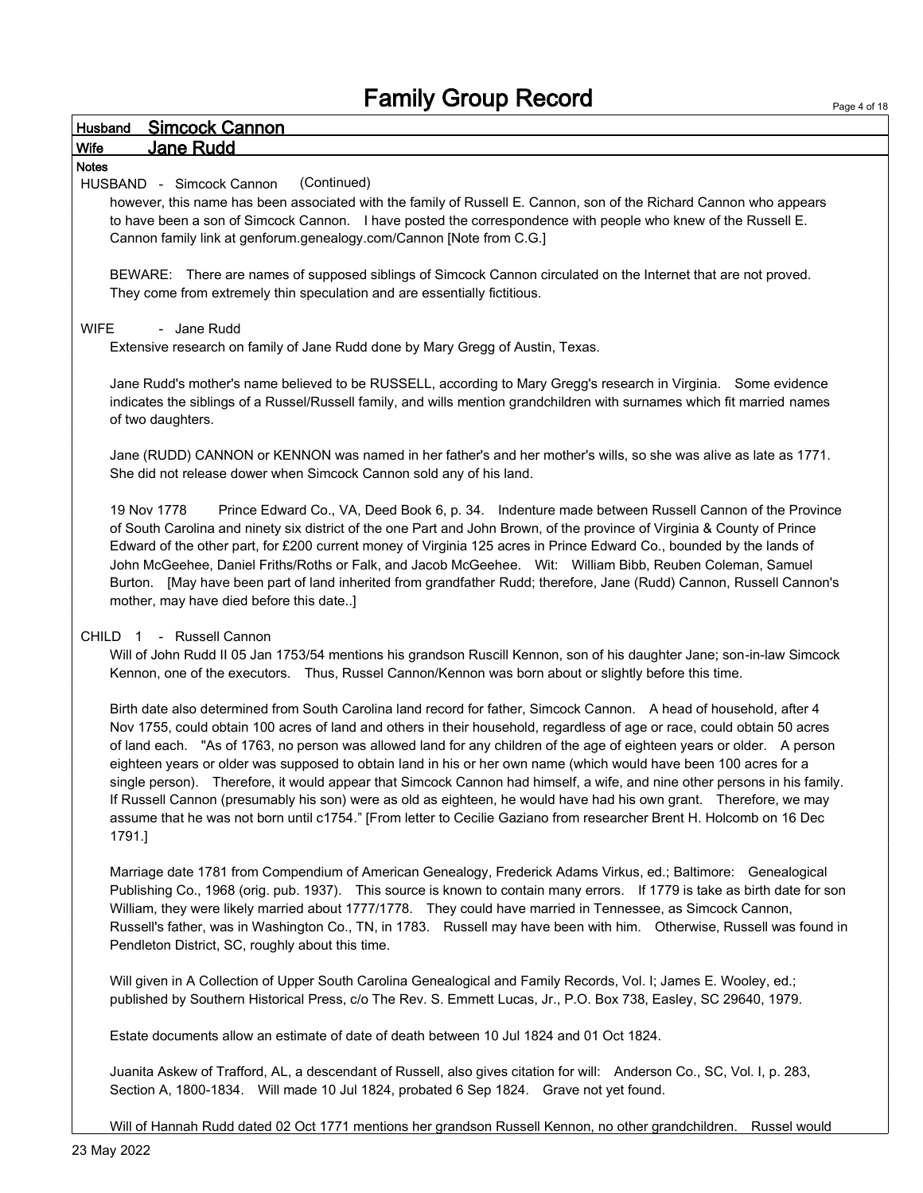# Family Group Record

**Husband** Simcock Cannon

**Wife** Jane Rudd

**Notes**

HUSBAND - Simcock Cannon (Continued)

however, this name has been associated with the family of Russell E. Cannon, son of the Richard Cannon who appears to have been a son of Simcock Cannon. I have posted the correspondence with people who knew of the Russell E. Cannon family link at genforum.genealogy.com/Cannon [Note from C.G.]

BEWARE: There are names of supposed siblings of Simcock Cannon circulated on the Internet that are not proved. They come from extremely thin speculation and are essentially fictitious.

WIFE - Jane Rudd

Extensive research on family of Jane Rudd done by Mary Gregg of Austin, Texas.

Jane Rudd's mother's name believed to be RUSSELL, according to Mary Gregg's research in Virginia. Some evidence indicates the siblings of a Russel/Russell family, and wills mention grandchildren with surnames which fit married names of two daughters.

Jane (RUDD) CANNON or KENNON was named in her father's and her mother's wills, so she was alive as late as 1771. She did not release dower when Simcock Cannon sold any of his land.

19 Nov 1778 Prince Edward Co., VA, Deed Book 6, p. 34. Indenture made between Russell Cannon of the Province of South Carolina and ninety six district of the one Part and John Brown, of the province of Virginia & County of Prince Edward of the other part, for £200 current money of Virginia 125 acres in Prince Edward Co., bounded by the lands of John McGeehee, Daniel Friths/Roths or Falk, and Jacob McGeehee. Wit: William Bibb, Reuben Coleman, Samuel Burton. [May have been part of land inherited from grandfather Rudd; therefore, Jane (Rudd) Cannon, Russell Cannon's mother, may have died before this date..]

CHILD 1 - Russell Cannon

Will of John Rudd II 05 Jan 1753/54 mentions his grandson Ruscill Kennon, son of his daughter Jane; son-in-law Simcock Kennon, one of the executors. Thus, Russel Cannon/Kennon was born about or slightly before this time.

Birth date also determined from South Carolina land record for father, Simcock Cannon. A head of household, after 4 Nov 1755, could obtain 100 acres of land and others in their household, regardless of age or race, could obtain 50 acres of land each. "As of 1763, no person was allowed land for any children of the age of eighteen years or older. A person eighteen years or older was supposed to obtain land in his or her own name (which would have been 100 acres for a single person). Therefore, it would appear that Simcock Cannon had himself, a wife, and nine other persons in his family. If Russell Cannon (presumably his son) were as old as eighteen, he would have had his own grant. Therefore, we may assume that he was not born until c1754." [From letter to Cecilie Gaziano from researcher Brent H. Holcomb on 16 Dec 1791.]

Marriage date 1781 from Compendium of American Genealogy, Frederick Adams Virkus, ed.; Baltimore: Genealogical Publishing Co., 1968 (orig. pub. 1937). This source is known to contain many errors. If 1779 is take as birth date for son William, they were likely married about 1777/1778. They could have married in Tennessee, as Simcock Cannon, Russell's father, was in Washington Co., TN, in 1783. Russell may have been with him. Otherwise, Russell was found in Pendleton District, SC, roughly about this time.

Will given in A Collection of Upper South Carolina Genealogical and Family Records, Vol. I; James E. Wooley, ed.; published by Southern Historical Press, c/o The Rev. S. Emmett Lucas, Jr., P.O. Box 738, Easley, SC 29640, 1979.

Estate documents allow an estimate of date of death between 10 Jul 1824 and 01 Oct 1824.

Juanita Askew of Trafford, AL, a descendant of Russell, also gives citation for will: Anderson Co., SC, Vol. I, p. 283, Section A, 1800-1834. Will made 10 Jul 1824, probated 6 Sep 1824. Grave not yet found.

Will of Hannah Rudd dated 02 Oct 1771 mentions her grandson Russell Kennon, no other grandchildren. Russel would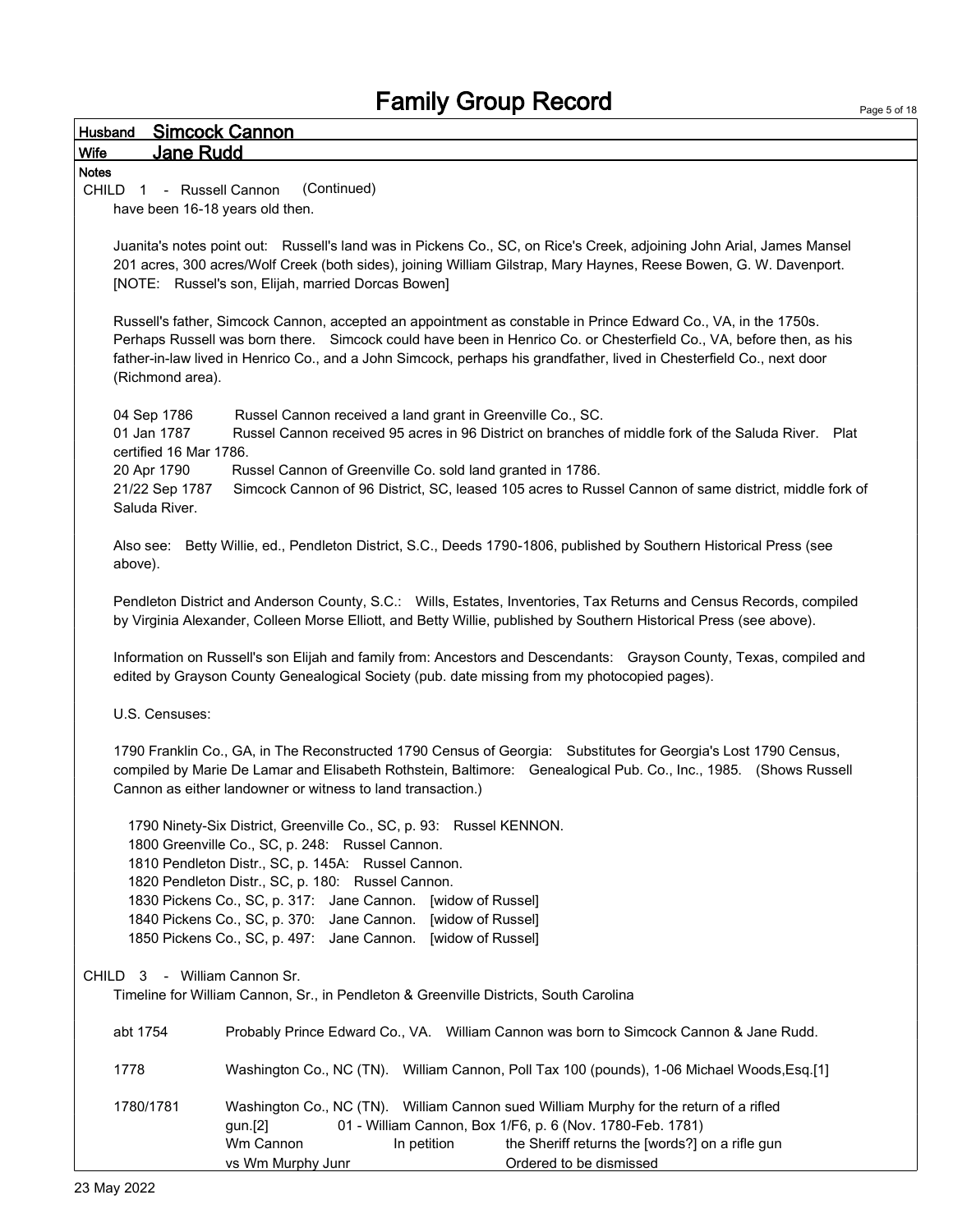# Family Group Record

**Husband** Simcock Cannon

**Wife** Jane Rudd

**Notes**

CHILD 1 - Russell Cannon (Continued)

have been 16-18 years old then.

Juanita's notes point out: Russell's land was in Pickens Co., SC, on Rice's Creek, adjoining John Arial, James Mansel 201 acres, 300 acres/Wolf Creek (both sides), joining William Gilstrap, Mary Haynes, Reese Bowen, G. W. Davenport. [NOTE: Russel's son, Elijah, married Dorcas Bowen]

Russell's father, Simcock Cannon, accepted an appointment as constable in Prince Edward Co., VA, in the 1750s. Perhaps Russell was born there. Simcock could have been in Henrico Co. or Chesterfield Co., VA, before then, as his father-in-law lived in Henrico Co., and a John Simcock, perhaps his grandfather, lived in Chesterfield Co., next door (Richmond area).

04 Sep 1786 Russel Cannon received a land grant in Greenville Co., SC.
01 Jan 1787 Russel Cannon received 95 acres in 96 District on branches of middle fork of the Saluda River. Plat certified 16 Mar 1786.
20 Apr 1790 Russel Cannon of Greenville Co. sold land granted in 1786.
21/22 Sep 1787 Simcock Cannon of 96 District, SC, leased 105 acres to Russel Cannon of same district, middle fork of Saluda River.

Also see: Betty Willie, ed., Pendleton District, S.C., Deeds 1790-1806, published by Southern Historical Press (see above).

Pendleton District and Anderson County, S.C.: Wills, Estates, Inventories, Tax Returns and Census Records, compiled by Virginia Alexander, Colleen Morse Elliott, and Betty Willie, published by Southern Historical Press (see above).

Information on Russell's son Elijah and family from: Ancestors and Descendants: Grayson County, Texas, compiled and edited by Grayson County Genealogical Society (pub. date missing from my photocopied pages).

U.S. Censuses:

1790 Franklin Co., GA, in The Reconstructed 1790 Census of Georgia: Substitutes for Georgia's Lost 1790 Census, compiled by Marie De Lamar and Elisabeth Rothstein, Baltimore: Genealogical Pub. Co., Inc., 1985. (Shows Russell Cannon as either landowner or witness to land transaction.)

1790 Ninety-Six District, Greenville Co., SC, p. 93: Russel KENNON.
1800 Greenville Co., SC, p. 248: Russel Cannon.
1810 Pendleton Distr., SC, p. 145A: Russel Cannon.
1820 Pendleton Distr., SC, p. 180: Russel Cannon.
1830 Pickens Co., SC, p. 317: Jane Cannon. [widow of Russel]
1840 Pickens Co., SC, p. 370: Jane Cannon. [widow of Russel]
1850 Pickens Co., SC, p. 497: Jane Cannon. [widow of Russel]

CHILD 3 - William Cannon Sr.

Timeline for William Cannon, Sr., in Pendleton & Greenville Districts, South Carolina

abt 1754 Probably Prince Edward Co., VA. William Cannon was born to Simcock Cannon & Jane Rudd.

1778 Washington Co., NC (TN). William Cannon, Poll Tax 100 (pounds), 1-06 Michael Woods,Esq.[1]

1780/1781 Washington Co., NC (TN). William Cannon sued William Murphy for the return of a rifled gun.[2] 01 - William Cannon, Box 1/F6, p. 6 (Nov. 1780-Feb. 1781)

| | | |
|---|---|---|
| Wm Cannon | In petition | the Sheriff returns the [words?] on a rifle gun |
| vs Wm Murphy Junr | | Ordered to be dismissed |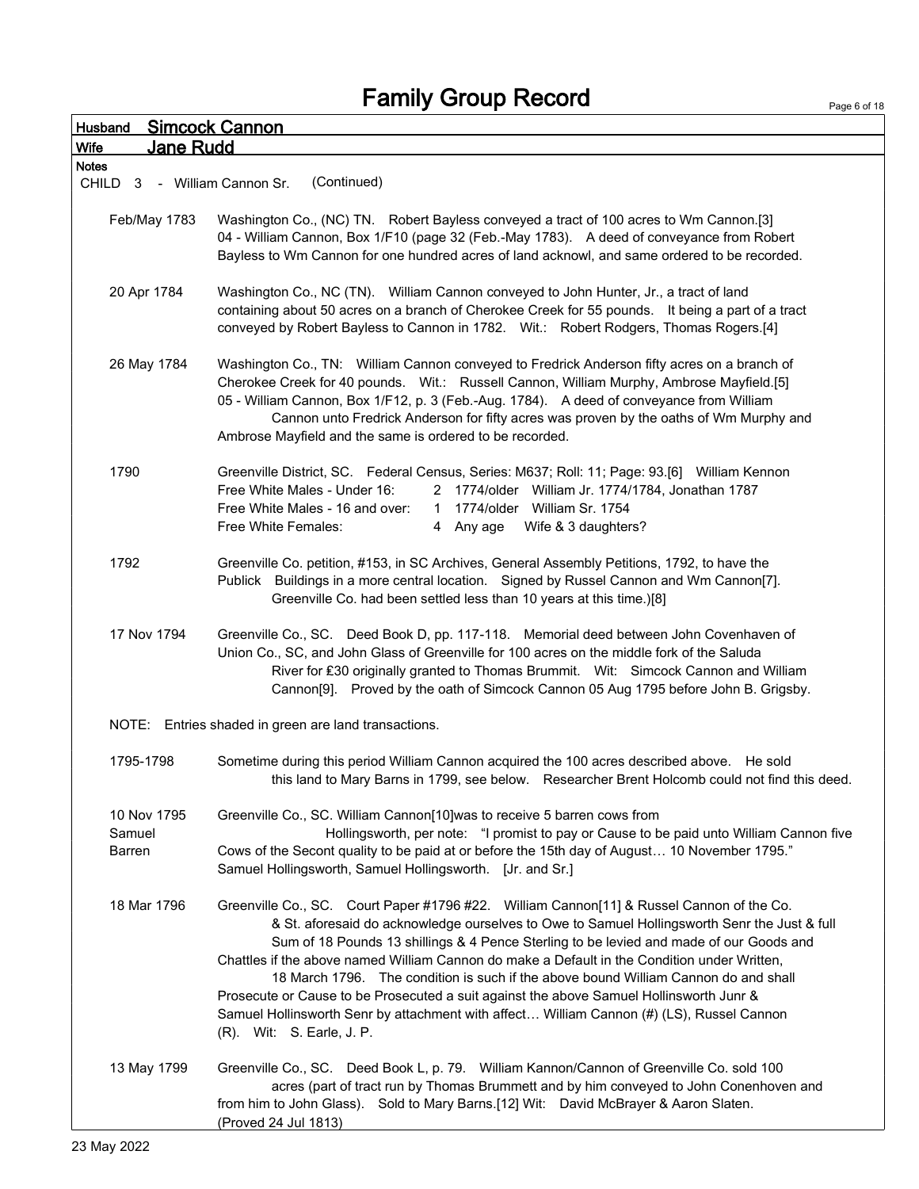# Family Group Record

**Husband** Simcock Cannon

**Wife** Jane Rudd

**Notes**

CHILD 3 - William Cannon Sr. (Continued)

**Feb/May 1783** — Washington Co., (NC) TN. Robert Bayless conveyed a tract of 100 acres to Wm Cannon.[3] 04 - William Cannon, Box 1/F10 (page 32 (Feb.-May 1783). A deed of conveyance from Robert Bayless to Wm Cannon for one hundred acres of land acknowl, and same ordered to be recorded.

**20 Apr 1784** — Washington Co., NC (TN). William Cannon conveyed to John Hunter, Jr., a tract of land containing about 50 acres on a branch of Cherokee Creek for 55 pounds. It being a part of a tract conveyed by Robert Bayless to Cannon in 1782. Wit.: Robert Rodgers, Thomas Rogers.[4]

**26 May 1784** — Washington Co., TN: William Cannon conveyed to Fredrick Anderson fifty acres on a branch of Cherokee Creek for 40 pounds. Wit.: Russell Cannon, William Murphy, Ambrose Mayfield.[5] 05 - William Cannon, Box 1/F12, p. 3 (Feb.-Aug. 1784). A deed of conveyance from William Cannon unto Fredrick Anderson for fifty acres was proven by the oaths of Wm Murphy and Ambrose Mayfield and the same is ordered to be recorded.

**1790** — Greenville District, SC. Federal Census, Series: M637; Roll: 11; Page: 93.[6] William Kennon

| | | | |
|---|---|---|---|
| Free White Males - Under 16: | 2 | 1774/older | William Jr. 1774/1784, Jonathan 1787 |
| Free White Males - 16 and over: | 1 | 1774/older | William Sr. 1754 |
| Free White Females: | 4 | Any age | Wife & 3 daughters? |

**1792** — Greenville Co. petition, #153, in SC Archives, General Assembly Petitions, 1792, to have the Publick Buildings in a more central location. Signed by Russel Cannon and Wm Cannon[7]. Greenville Co. had been settled less than 10 years at this time.)[8]

**17 Nov 1794** — Greenville Co., SC. Deed Book D, pp. 117-118. Memorial deed between John Covenhaven of Union Co., SC, and John Glass of Greenville for 100 acres on the middle fork of the Saluda River for £30 originally granted to Thomas Brummit. Wit: Simcock Cannon and William Cannon[9]. Proved by the oath of Simcock Cannon 05 Aug 1795 before John B. Grigsby.

NOTE: Entries shaded in green are land transactions.

**1795-1798** — Sometime during this period William Cannon acquired the 100 acres described above. He sold this land to Mary Barns in 1799, see below. Researcher Brent Holcomb could not find this deed.

**10 Nov 1795 Samuel Barren** — Greenville Co., SC. William Cannon[10]was to receive 5 barren cows from Hollingsworth, per note: "I promist to pay or Cause to be paid unto William Cannon five Cows of the Secont quality to be paid at or before the 15th day of August… 10 November 1795." Samuel Hollingsworth, Samuel Hollingsworth. [Jr. and Sr.]

**18 Mar 1796** — Greenville Co., SC. Court Paper #1796 #22. William Cannon[11] & Russel Cannon of the Co. & St. aforesaid do acknowledge ourselves to Owe to Samuel Hollingsworth Senr the Just & full Sum of 18 Pounds 13 shillings & 4 Pence Sterling to be levied and made of our Goods and Chattles if the above named William Cannon do make a Default in the Condition under Written, 18 March 1796. The condition is such if the above bound William Cannon do and shall Prosecute or Cause to be Prosecuted a suit against the above Samuel Hollinsworth Junr & Samuel Hollinsworth Senr by attachment with affect… William Cannon (#) (LS), Russel Cannon (R). Wit: S. Earle, J. P.

**13 May 1799** — Greenville Co., SC. Deed Book L, p. 79. William Kannon/Cannon of Greenville Co. sold 100 acres (part of tract run by Thomas Brummett and by him conveyed to John Conenhoven and from him to John Glass). Sold to Mary Barns.[12] Wit: David McBrayer & Aaron Slaten. (Proved 24 Jul 1813)

23 May 2022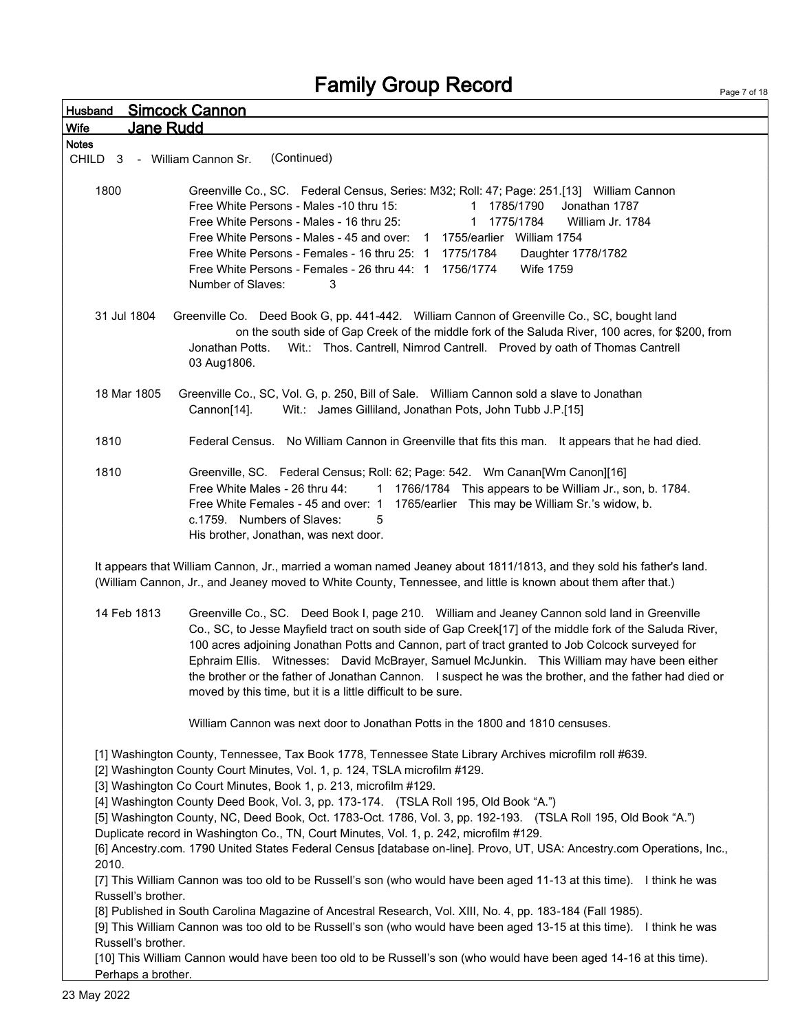# Family Group Record

**Husband** Simcock Cannon

**Wife** Jane Rudd

**Notes**

CHILD 3 - William Cannon Sr. (Continued)

**1800** Greenville Co., SC. Federal Census, Series: M32; Roll: 47; Page: 251.[13] William Cannon

| | | | |
|---|---|---|---|
| Free White Persons - Males -10 thru 15: | 1 | 1785/1790 | Jonathan 1787 |
| Free White Persons - Males - 16 thru 25: | 1 | 1775/1784 | William Jr. 1784 |
| Free White Persons - Males - 45 and over: | 1 | 1755/earlier | William 1754 |
| Free White Persons - Females - 16 thru 25: | 1 | 1775/1784 | Daughter 1778/1782 |
| Free White Persons - Females - 26 thru 44: | 1 | 1756/1774 | Wife 1759 |
| Number of Slaves: | 3 | | |

**31 Jul 1804** Greenville Co. Deed Book G, pp. 441-442. William Cannon of Greenville Co., SC, bought land on the south side of Gap Creek of the middle fork of the Saluda River, 100 acres, for $200, from Jonathan Potts. Wit.: Thos. Cantrell, Nimrod Cantrell. Proved by oath of Thomas Cantrell 03 Aug1806.

**18 Mar 1805** Greenville Co., SC, Vol. G, p. 250, Bill of Sale. William Cannon sold a slave to Jonathan Cannon[14]. Wit.: James Gilliland, Jonathan Pots, John Tubb J.P.[15]

**1810** Federal Census. No William Cannon in Greenville that fits this man. It appears that he had died.

**1810** Greenville, SC. Federal Census; Roll: 62; Page: 542. Wm Canan[Wm Canon][16]
Free White Males - 26 thru 44: 1 1766/1784 This appears to be William Jr., son, b. 1784.
Free White Females - 45 and over: 1 1765/earlier This may be William Sr.'s widow, b. c.1759. Numbers of Slaves: 5
His brother, Jonathan, was next door.

It appears that William Cannon, Jr., married a woman named Jeaney about 1811/1813, and they sold his father's land. (William Cannon, Jr., and Jeaney moved to White County, Tennessee, and little is known about them after that.)

**14 Feb 1813** Greenville Co., SC. Deed Book I, page 210. William and Jeaney Cannon sold land in Greenville Co., SC, to Jesse Mayfield tract on south side of Gap Creek[17] of the middle fork of the Saluda River, 100 acres adjoining Jonathan Potts and Cannon, part of tract granted to Job Colcock surveyed for Ephraim Ellis. Witnesses: David McBrayer, Samuel McJunkin. This William may have been either the brother or the father of Jonathan Cannon. I suspect he was the brother, and the father had died or moved by this time, but it is a little difficult to be sure.

William Cannon was next door to Jonathan Potts in the 1800 and 1810 censuses.

[1] Washington County, Tennessee, Tax Book 1778, Tennessee State Library Archives microfilm roll #639.
[2] Washington County Court Minutes, Vol. 1, p. 124, TSLA microfilm #129.
[3] Washington Co Court Minutes, Book 1, p. 213, microfilm #129.
[4] Washington County Deed Book, Vol. 3, pp. 173-174. (TSLA Roll 195, Old Book "A.")
[5] Washington County, NC, Deed Book, Oct. 1783-Oct. 1786, Vol. 3, pp. 192-193. (TSLA Roll 195, Old Book "A.") Duplicate record in Washington Co., TN, Court Minutes, Vol. 1, p. 242, microfilm #129.
[6] Ancestry.com. 1790 United States Federal Census [database on-line]. Provo, UT, USA: Ancestry.com Operations, Inc., 2010.
[7] This William Cannon was too old to be Russell's son (who would have been aged 11-13 at this time). I think he was Russell's brother.
[8] Published in South Carolina Magazine of Ancestral Research, Vol. XIII, No. 4, pp. 183-184 (Fall 1985).
[9] This William Cannon was too old to be Russell's son (who would have been aged 13-15 at this time). I think he was Russell's brother.
[10] This William Cannon would have been too old to be Russell's son (who would have been aged 14-16 at this time). Perhaps a brother.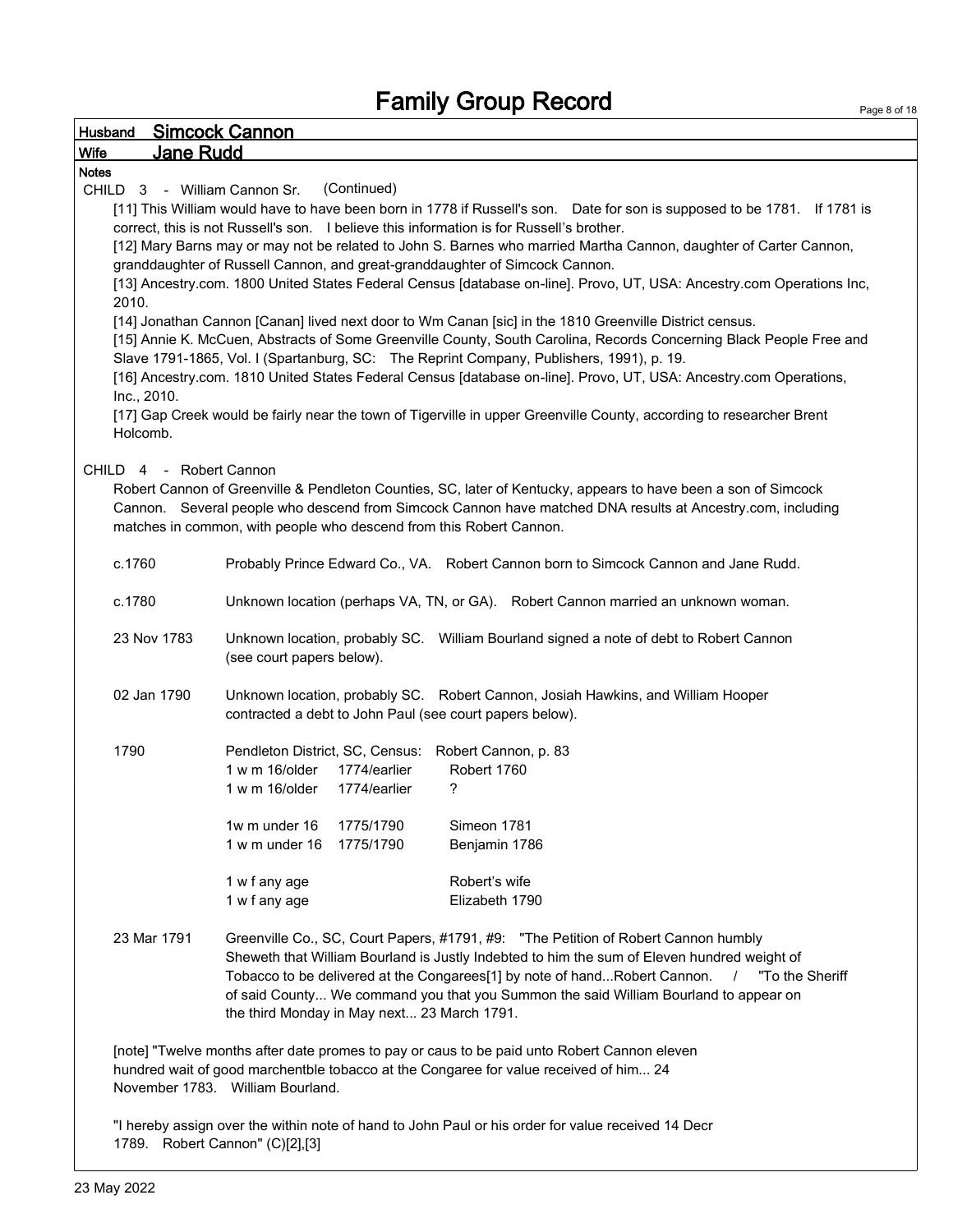# Family Group Record

**Husband** Simcock Cannon

**Wife** Jane Rudd

**Notes**

CHILD 3 - William Cannon Sr. (Continued)

[11] This William would have to have been born in 1778 if Russell's son. Date for son is supposed to be 1781. If 1781 is correct, this is not Russell's son. I believe this information is for Russell's brother.

[12] Mary Barns may or may not be related to John S. Barnes who married Martha Cannon, daughter of Carter Cannon, granddaughter of Russell Cannon, and great-granddaughter of Simcock Cannon.

[13] Ancestry.com. 1800 United States Federal Census [database on-line]. Provo, UT, USA: Ancestry.com Operations Inc, 2010.

[14] Jonathan Cannon [Canan] lived next door to Wm Canan [sic] in the 1810 Greenville District census.

[15] Annie K. McCuen, Abstracts of Some Greenville County, South Carolina, Records Concerning Black People Free and Slave 1791-1865, Vol. I (Spartanburg, SC: The Reprint Company, Publishers, 1991), p. 19.

[16] Ancestry.com. 1810 United States Federal Census [database on-line]. Provo, UT, USA: Ancestry.com Operations, Inc., 2010.

[17] Gap Creek would be fairly near the town of Tigerville in upper Greenville County, according to researcher Brent Holcomb.

CHILD 4 - Robert Cannon

Robert Cannon of Greenville & Pendleton Counties, SC, later of Kentucky, appears to have been a son of Simcock Cannon. Several people who descend from Simcock Cannon have matched DNA results at Ancestry.com, including matches in common, with people who descend from this Robert Cannon.

c.1760 — Probably Prince Edward Co., VA. Robert Cannon born to Simcock Cannon and Jane Rudd.

c.1780 — Unknown location (perhaps VA, TN, or GA). Robert Cannon married an unknown woman.

23 Nov 1783 — Unknown location, probably SC. William Bourland signed a note of debt to Robert Cannon (see court papers below).

02 Jan 1790 — Unknown location, probably SC. Robert Cannon, Josiah Hawkins, and William Hooper contracted a debt to John Paul (see court papers below).

1790 — Pendleton District, SC, Census: Robert Cannon, p. 83

| | | |
|---|---|---|
| 1 w m 16/older | 1774/earlier | Robert 1760 |
| 1 w m 16/older | 1774/earlier | ? |
| 1w m under 16 | 1775/1790 | Simeon 1781 |
| 1 w m under 16 | 1775/1790 | Benjamin 1786 |
| 1 w f any age | | Robert's wife |
| 1 w f any age | | Elizabeth 1790 |

23 Mar 1791 — Greenville Co., SC, Court Papers, #1791, #9: "The Petition of Robert Cannon humbly Sheweth that William Bourland is Justly Indebted to him the sum of Eleven hundred weight of Tobacco to be delivered at the Congarees[1] by note of hand...Robert Cannon. / "To the Sheriff of said County... We command you that you Summon the said William Bourland to appear on the third Monday in May next... 23 March 1791.

[note] "Twelve months after date promes to pay or caus to be paid unto Robert Cannon eleven hundred wait of good marchentble tobacco at the Congaree for value received of him... 24 November 1783. William Bourland.

"I hereby assign over the within note of hand to John Paul or his order for value received 14 Decr 1789. Robert Cannon" (C)[2],[3]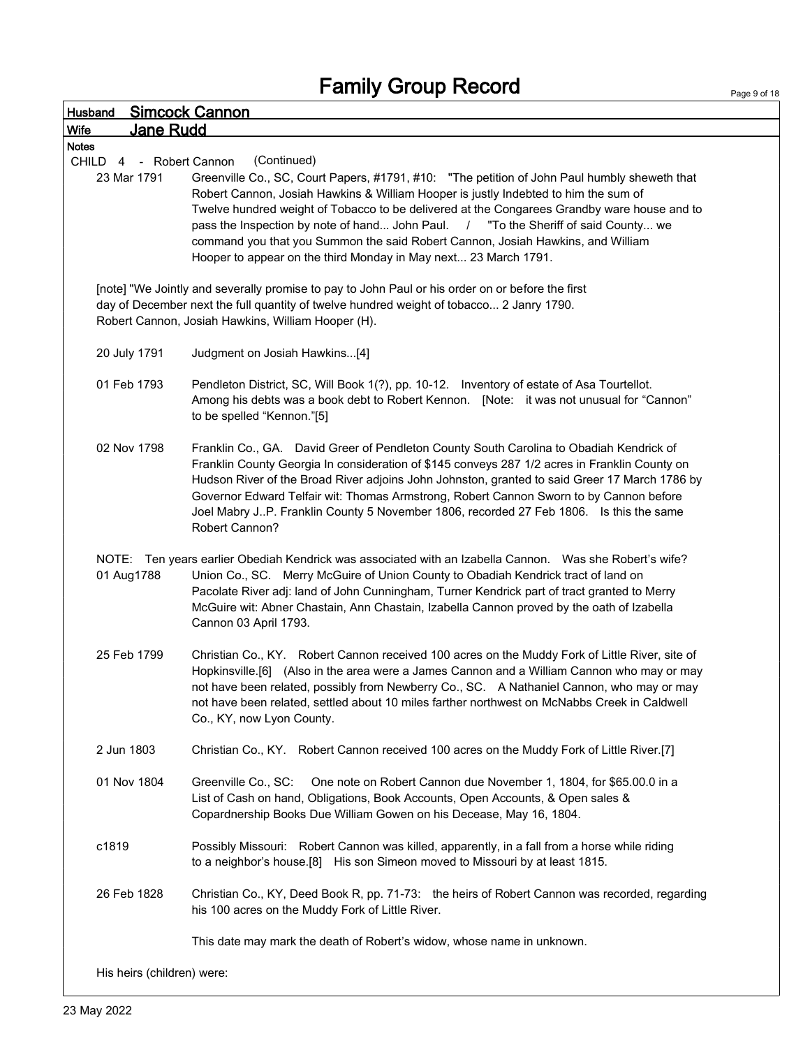# Family Group Record

**Husband** Simcock Cannon

**Wife** Jane Rudd

**Notes**

CHILD 4 - Robert Cannon (Continued)

23 Mar 1791 — Greenville Co., SC, Court Papers, #1791, #10: "The petition of John Paul humbly sheweth that Robert Cannon, Josiah Hawkins & William Hooper is justly Indebted to him the sum of Twelve hundred weight of Tobacco to be delivered at the Congarees Grandby ware house and to pass the Inspection by note of hand... John Paul. / "To the Sheriff of said County... we command you that you Summon the said Robert Cannon, Josiah Hawkins, and William Hooper to appear on the third Monday in May next... 23 March 1791.

[note] "We Jointly and severally promise to pay to John Paul or his order on or before the first day of December next the full quantity of twelve hundred weight of tobacco... 2 Janry 1790. Robert Cannon, Josiah Hawkins, William Hooper (H).

20 July 1791 — Judgment on Josiah Hawkins...[4]

01 Feb 1793 — Pendleton District, SC, Will Book 1(?), pp. 10-12. Inventory of estate of Asa Tourtellot. Among his debts was a book debt to Robert Kennon. [Note: it was not unusual for "Cannon" to be spelled "Kennon."[5]

02 Nov 1798 — Franklin Co., GA. David Greer of Pendleton County South Carolina to Obadiah Kendrick of Franklin County Georgia In consideration of $145 conveys 287 1/2 acres in Franklin County on Hudson River of the Broad River adjoins John Johnston, granted to said Greer 17 March 1786 by Governor Edward Telfair wit: Thomas Armstrong, Robert Cannon Sworn to by Cannon before Joel Mabry J..P. Franklin County 5 November 1806, recorded 27 Feb 1806. Is this the same Robert Cannon?

NOTE: Ten years earlier Obediah Kendrick was associated with an Izabella Cannon. Was she Robert's wife?

01 Aug1788 — Union Co., SC. Merry McGuire of Union County to Obadiah Kendrick tract of land on Pacolate River adj: land of John Cunningham, Turner Kendrick part of tract granted to Merry McGuire wit: Abner Chastain, Ann Chastain, Izabella Cannon proved by the oath of Izabella Cannon 03 April 1793.

25 Feb 1799 — Christian Co., KY. Robert Cannon received 100 acres on the Muddy Fork of Little River, site of Hopkinsville.[6] (Also in the area were a James Cannon and a William Cannon who may or may not have been related, possibly from Newberry Co., SC. A Nathaniel Cannon, who may or may not have been related, settled about 10 miles farther northwest on McNabbs Creek in Caldwell Co., KY, now Lyon County.

2 Jun 1803 — Christian Co., KY. Robert Cannon received 100 acres on the Muddy Fork of Little River.[7]

01 Nov 1804 — Greenville Co., SC: One note on Robert Cannon due November 1, 1804, for $65.00.0 in a List of Cash on hand, Obligations, Book Accounts, Open Accounts, & Open sales & Copardnership Books Due William Gowen on his Decease, May 16, 1804.

c1819 — Possibly Missouri: Robert Cannon was killed, apparently, in a fall from a horse while riding to a neighbor's house.[8] His son Simeon moved to Missouri by at least 1815.

26 Feb 1828 — Christian Co., KY, Deed Book R, pp. 71-73: the heirs of Robert Cannon was recorded, regarding his 100 acres on the Muddy Fork of Little River.

This date may mark the death of Robert's widow, whose name in unknown.

His heirs (children) were: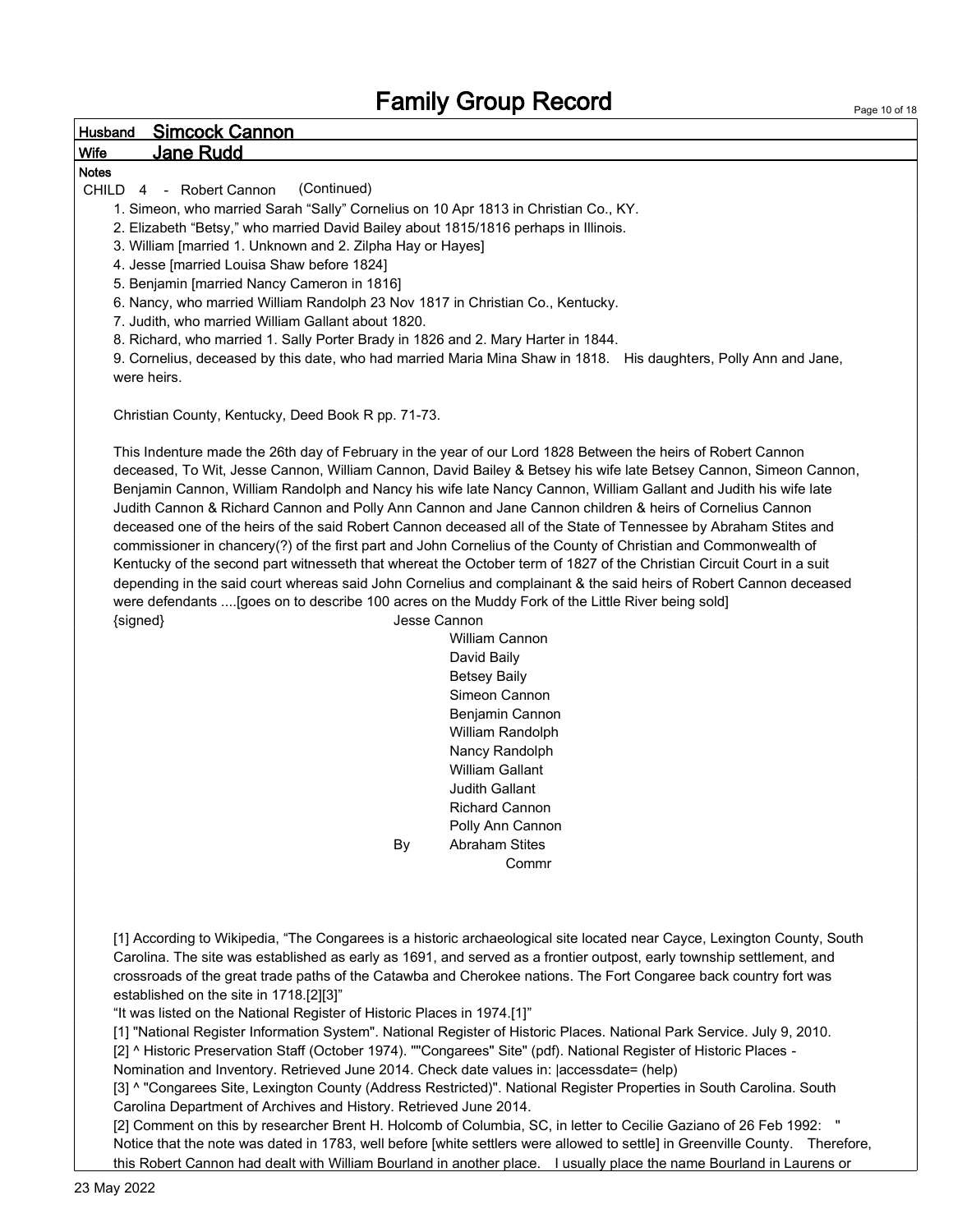# Family Group Record

**Husband** **Simcock Cannon**

**Wife** **Jane Rudd**

**Notes**

CHILD 4 - Robert Cannon (Continued)

1. Simeon, who married Sarah “Sally” Cornelius on 10 Apr 1813 in Christian Co., KY.
2. Elizabeth “Betsy,” who married David Bailey about 1815/1816 perhaps in Illinois.
3. William [married 1. Unknown and 2. Zilpha Hay or Hayes]
4. Jesse [married Louisa Shaw before 1824]
5. Benjamin [married Nancy Cameron in 1816]
6. Nancy, who married William Randolph 23 Nov 1817 in Christian Co., Kentucky.
7. Judith, who married William Gallant about 1820.
8. Richard, who married 1. Sally Porter Brady in 1826 and 2. Mary Harter in 1844.
9. Cornelius, deceased by this date, who had married Maria Mina Shaw in 1818. His daughters, Polly Ann and Jane, were heirs.

Christian County, Kentucky, Deed Book R pp. 71-73.

This Indenture made the 26th day of February in the year of our Lord 1828 Between the heirs of Robert Cannon deceased, To Wit, Jesse Cannon, William Cannon, David Bailey & Betsey his wife late Betsey Cannon, Simeon Cannon, Benjamin Cannon, William Randolph and Nancy his wife late Nancy Cannon, William Gallant and Judith his wife late Judith Cannon & Richard Cannon and Polly Ann Cannon and Jane Cannon children & heirs of Cornelius Cannon deceased one of the heirs of the said Robert Cannon deceased all of the State of Tennessee by Abraham Stites and commissioner in chancery(?) of the first part and John Cornelius of the County of Christian and Commonwealth of Kentucky of the second part witnesseth that whereat the October term of 1827 of the Christian Circuit Court in a suit depending in the said court whereas said John Cornelius and complainant & the said heirs of Robert Cannon deceased were defendants ....[goes on to describe 100 acres on the Muddy Fork of the Little River being sold]

{signed} Jesse Cannon
William Cannon
David Baily
Betsey Baily
Simeon Cannon
Benjamin Cannon
William Randolph
Nancy Randolph
William Gallant
Judith Gallant
Richard Cannon
Polly Ann Cannon
By Abraham Stites
Commr

[1] According to Wikipedia, “The Congarees is a historic archaeological site located near Cayce, Lexington County, South Carolina. The site was established as early as 1691, and served as a frontier outpost, early township settlement, and crossroads of the great trade paths of the Catawba and Cherokee nations. The Fort Congaree back country fort was established on the site in 1718.[2][3]”

“It was listed on the National Register of Historic Places in 1974.[1]”

[1] "National Register Information System". National Register of Historic Places. National Park Service. July 9, 2010.

[2] ^ Historic Preservation Staff (October 1974). ""Congarees" Site" (pdf). National Register of Historic Places - Nomination and Inventory. Retrieved June 2014. Check date values in: |accessdate= (help)

[3] ^ "Congarees Site, Lexington County (Address Restricted)". National Register Properties in South Carolina. South Carolina Department of Archives and History. Retrieved June 2014.

[2] Comment on this by researcher Brent H. Holcomb of Columbia, SC, in letter to Cecilie Gaziano of 26 Feb 1992: " Notice that the note was dated in 1783, well before [white settlers were allowed to settle] in Greenville County. Therefore, this Robert Cannon had dealt with William Bourland in another place. I usually place the name Bourland in Laurens or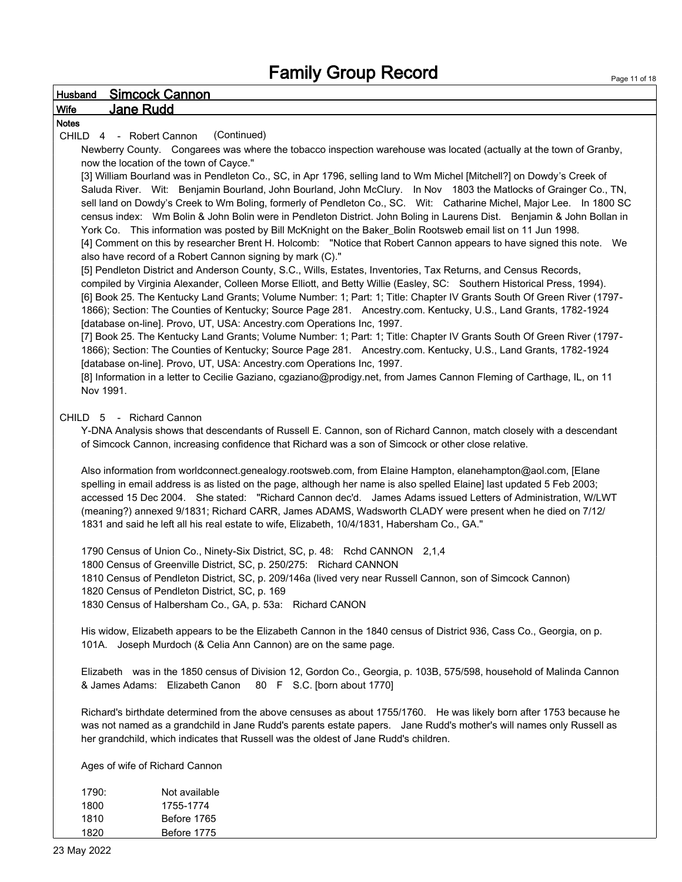# Family Group Record

**Husband** Simcock Cannon

**Wife** Jane Rudd

**Notes**

CHILD 4 - Robert Cannon (Continued)

Newberry County. Congarees was where the tobacco inspection warehouse was located (actually at the town of Granby, now the location of the town of Cayce."

[3] William Bourland was in Pendleton Co., SC, in Apr 1796, selling land to Wm Michel [Mitchell?] on Dowdy's Creek of Saluda River. Wit: Benjamin Bourland, John Bourland, John McClury. In Nov 1803 the Matlocks of Grainger Co., TN, sell land on Dowdy's Creek to Wm Boling, formerly of Pendleton Co., SC. Wit: Catharine Michel, Major Lee. In 1800 SC census index: Wm Bolin & John Bolin were in Pendleton District. John Boling in Laurens Dist. Benjamin & John Bollan in York Co. This information was posted by Bill McKnight on the Baker_Bolin Rootsweb email list on 11 Jun 1998.

[4] Comment on this by researcher Brent H. Holcomb: "Notice that Robert Cannon appears to have signed this note. We also have record of a Robert Cannon signing by mark (C)."

[5] Pendleton District and Anderson County, S.C., Wills, Estates, Inventories, Tax Returns, and Census Records, compiled by Virginia Alexander, Colleen Morse Elliott, and Betty Willie (Easley, SC: Southern Historical Press, 1994).

[6] Book 25. The Kentucky Land Grants; Volume Number: 1; Part: 1; Title: Chapter IV Grants South Of Green River (1797-1866); Section: The Counties of Kentucky; Source Page 281. Ancestry.com. Kentucky, U.S., Land Grants, 1782-1924 [database on-line]. Provo, UT, USA: Ancestry.com Operations Inc, 1997.

[7] Book 25. The Kentucky Land Grants; Volume Number: 1; Part: 1; Title: Chapter IV Grants South Of Green River (1797-1866); Section: The Counties of Kentucky; Source Page 281. Ancestry.com. Kentucky, U.S., Land Grants, 1782-1924 [database on-line]. Provo, UT, USA: Ancestry.com Operations Inc, 1997.

[8] Information in a letter to Cecilie Gaziano, cgaziano@prodigy.net, from James Cannon Fleming of Carthage, IL, on 11 Nov 1991.

CHILD 5 - Richard Cannon

Y-DNA Analysis shows that descendants of Russell E. Cannon, son of Richard Cannon, match closely with a descendant of Simcock Cannon, increasing confidence that Richard was a son of Simcock or other close relative.

Also information from worldconnect.genealogy.rootsweb.com, from Elaine Hampton, elanehampton@aol.com, [Elane spelling in email address is as listed on the page, although her name is also spelled Elaine] last updated 5 Feb 2003; accessed 15 Dec 2004. She stated: "Richard Cannon dec'd. James Adams issued Letters of Administration, W/LWT (meaning?) annexed 9/1831; Richard CARR, James ADAMS, Wadsworth CLADY were present when he died on 7/12/1831 and said he left all his real estate to wife, Elizabeth, 10/4/1831, Habersham Co., GA."

1790 Census of Union Co., Ninety-Six District, SC, p. 48: Rchd CANNON 2,1,4
1800 Census of Greenville District, SC, p. 250/275: Richard CANNON
1810 Census of Pendleton District, SC, p. 209/146a (lived very near Russell Cannon, son of Simcock Cannon)
1820 Census of Pendleton District, SC, p. 169
1830 Census of Halbersham Co., GA, p. 53a: Richard CANON

His widow, Elizabeth appears to be the Elizabeth Cannon in the 1840 census of District 936, Cass Co., Georgia, on p. 101A. Joseph Murdoch (& Celia Ann Cannon) are on the same page.

Elizabeth was in the 1850 census of Division 12, Gordon Co., Georgia, p. 103B, 575/598, household of Malinda Cannon & James Adams: Elizabeth Canon 80 F S.C. [born about 1770]

Richard's birthdate determined from the above censuses as about 1755/1760. He was likely born after 1753 because he was not named as a grandchild in Jane Rudd's parents estate papers. Jane Rudd's mother's will names only Russell as her grandchild, which indicates that Russell was the oldest of Jane Rudd's children.

Ages of wife of Richard Cannon

| | |
|---|---|
| 1790: | Not available |
| 1800 | 1755-1774 |
| 1810 | Before 1765 |
| 1820 | Before 1775 |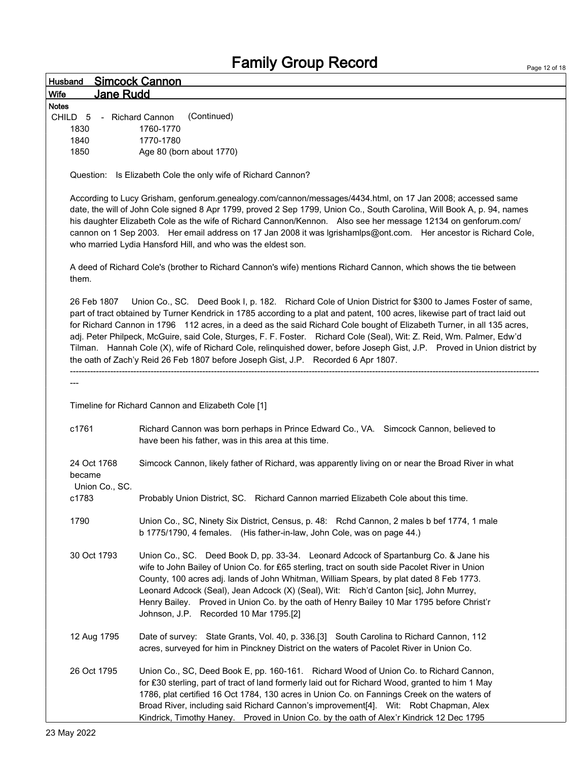# Family Group Record

**Husband** Simcock Cannon

**Wife** Jane Rudd

**Notes**

CHILD 5 - Richard Cannon (Continued)

| | |
|---|---|
| 1830 | 1760-1770 |
| 1840 | 1770-1780 |
| 1850 | Age 80 (born about 1770) |

Question: Is Elizabeth Cole the only wife of Richard Cannon?

According to Lucy Grisham, genforum.genealogy.com/cannon/messages/4434.html, on 17 Jan 2008; accessed same date, the will of John Cole signed 8 Apr 1799, proved 2 Sep 1799, Union Co., South Carolina, Will Book A, p. 94, names his daughter Elizabeth Cole as the wife of Richard Cannon/Kennon. Also see her message 12134 on genforum.com/cannon on 1 Sep 2003. Her email address on 17 Jan 2008 it was lgrishamlps@ont.com. Her ancestor is Richard Cole, who married Lydia Hansford Hill, and who was the eldest son.

A deed of Richard Cole's (brother to Richard Cannon's wife) mentions Richard Cannon, which shows the tie between them.

26 Feb 1807 Union Co., SC. Deed Book I, p. 182. Richard Cole of Union District for $300 to James Foster of same, part of tract obtained by Turner Kendrick in 1785 according to a plat and patent, 100 acres, likewise part of tract laid out for Richard Cannon in 1796 112 acres, in a deed as the said Richard Cole bought of Elizabeth Turner, in all 135 acres, adj. Peter Philpeck, McGuire, said Cole, Sturges, F. F. Foster. Richard Cole (Seal), Wit: Z. Reid, Wm. Palmer, Edw'd Tilman. Hannah Cole (X), wife of Richard Cole, relinquished dower, before Joseph Gist, J.P. Proved in Union district by the oath of Zach'y Reid 26 Feb 1807 before Joseph Gist, J.P. Recorded 6 Apr 1807.

------------------------------------------------------------------------------------------------------------------------------------------------------------------

---

Timeline for Richard Cannon and Elizabeth Cole [1]

| | |
|---|---|
| c1761 | Richard Cannon was born perhaps in Prince Edward Co., VA. Simcock Cannon, believed to have been his father, was in this area at this time. |
| 24 Oct 1768 | Simcock Cannon, likely father of Richard, was apparently living on or near the Broad River in what became Union Co., SC. |
| c1783 | Probably Union District, SC. Richard Cannon married Elizabeth Cole about this time. |
| 1790 | Union Co., SC, Ninety Six District, Census, p. 48: Rchd Cannon, 2 males b bef 1774, 1 male b 1775/1790, 4 females. (His father-in-law, John Cole, was on page 44.) |
| 30 Oct 1793 | Union Co., SC. Deed Book D, pp. 33-34. Leonard Adcock of Spartanburg Co. & Jane his wife to John Bailey of Union Co. for £65 sterling, tract on south side Pacolet River in Union County, 100 acres adj. lands of John Whitman, William Spears, by plat dated 8 Feb 1773. Leonard Adcock (Seal), Jean Adcock (X) (Seal), Wit: Rich'd Canton [sic], John Murrey, Henry Bailey. Proved in Union Co. by the oath of Henry Bailey 10 Mar 1795 before Christ'r Johnson, J.P. Recorded 10 Mar 1795.[2] |
| 12 Aug 1795 | Date of survey: State Grants, Vol. 40, p. 336.[3] South Carolina to Richard Cannon, 112 acres, surveyed for him in Pinckney District on the waters of Pacolet River in Union Co. |
| 26 Oct 1795 | Union Co., SC, Deed Book E, pp. 160-161. Richard Wood of Union Co. to Richard Cannon, for £30 sterling, part of tract of land formerly laid out for Richard Wood, granted to him 1 May 1786, plat certified 16 Oct 1784, 130 acres in Union Co. on Fannings Creek on the waters of Broad River, including said Richard Cannon's improvement[4]. Wit: Robt Chapman, Alex Kindrick, Timothy Haney. Proved in Union Co. by the oath of Alex'r Kindrick 12 Dec 1795 |

23 May 2022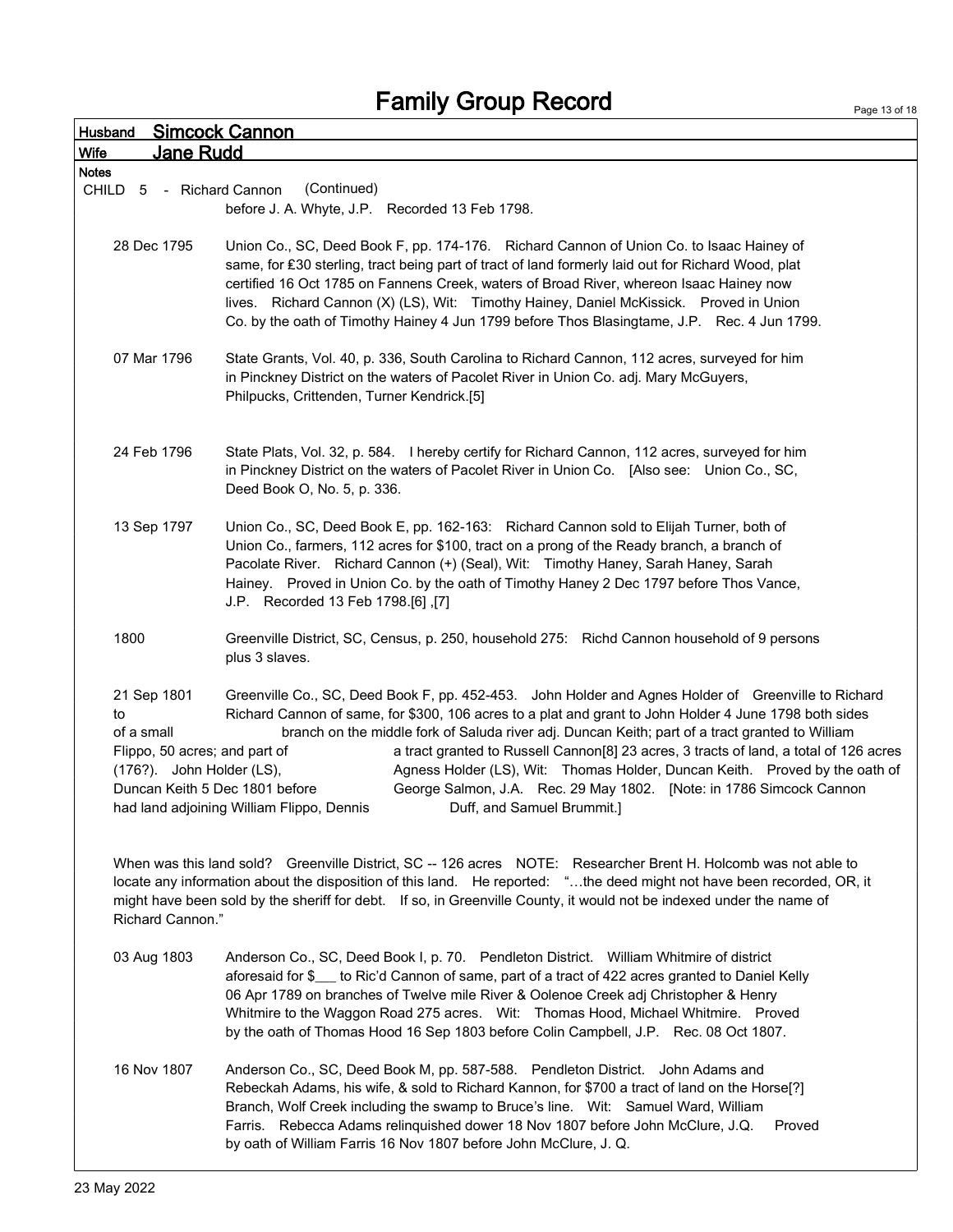# Family Group Record

**Husband** Simcock Cannon

**Wife** Jane Rudd

**Notes**

CHILD 5 - Richard Cannon (Continued)

before J. A. Whyte, J.P. Recorded 13 Feb 1798.

28 Dec 1795 Union Co., SC, Deed Book F, pp. 174-176. Richard Cannon of Union Co. to Isaac Hainey of same, for £30 sterling, tract being part of tract of land formerly laid out for Richard Wood, plat certified 16 Oct 1785 on Fannens Creek, waters of Broad River, whereon Isaac Hainey now lives. Richard Cannon (X) (LS), Wit: Timothy Hainey, Daniel McKissick. Proved in Union Co. by the oath of Timothy Hainey 4 Jun 1799 before Thos Blasingtame, J.P. Rec. 4 Jun 1799.

07 Mar 1796 State Grants, Vol. 40, p. 336, South Carolina to Richard Cannon, 112 acres, surveyed for him in Pinckney District on the waters of Pacolet River in Union Co. adj. Mary McGuyers, Philpucks, Crittenden, Turner Kendrick.[5]

24 Feb 1796 State Plats, Vol. 32, p. 584. I hereby certify for Richard Cannon, 112 acres, surveyed for him in Pinckney District on the waters of Pacolet River in Union Co. [Also see: Union Co., SC, Deed Book O, No. 5, p. 336.

13 Sep 1797 Union Co., SC, Deed Book E, pp. 162-163: Richard Cannon sold to Elijah Turner, both of Union Co., farmers, 112 acres for $100, tract on a prong of the Ready branch, a branch of Pacolate River. Richard Cannon (+) (Seal), Wit: Timothy Haney, Sarah Haney, Sarah Hainey. Proved in Union Co. by the oath of Timothy Haney 2 Dec 1797 before Thos Vance, J.P. Recorded 13 Feb 1798.[6] ,[7]

1800 Greenville District, SC, Census, p. 250, household 275: Richd Cannon household of 9 persons plus 3 slaves.

21 Sep 1801 to Richard Greenville Co., SC, Deed Book F, pp. 452-453. John Holder and Agnes Holder of Greenville to Richard Cannon of same, for $300, 106 acres to a plat and grant to John Holder 4 June 1798 both sides of a small branch on the middle fork of Saluda river adj. Duncan Keith; part of a tract granted to William Flippo, 50 acres; and part of a tract granted to Russell Cannon[8] 23 acres, 3 tracts of land, a total of 126 acres (176?). John Holder (LS), Agness Holder (LS), Wit: Thomas Holder, Duncan Keith. Proved by the oath of Duncan Keith 5 Dec 1801 before George Salmon, J.A. Rec. 29 May 1802. [Note: in 1786 Simcock Cannon had land adjoining William Flippo, Dennis Duff, and Samuel Brummit.]

When was this land sold? Greenville District, SC -- 126 acres NOTE: Researcher Brent H. Holcomb was not able to locate any information about the disposition of this land. He reported: "…the deed might not have been recorded, OR, it might have been sold by the sheriff for debt. If so, in Greenville County, it would not be indexed under the name of Richard Cannon."

03 Aug 1803 Anderson Co., SC, Deed Book I, p. 70. Pendleton District. William Whitmire of district aforesaid for $___ to Ric'd Cannon of same, part of a tract of 422 acres granted to Daniel Kelly 06 Apr 1789 on branches of Twelve mile River & Oolenoe Creek adj Christopher & Henry Whitmire to the Waggon Road 275 acres. Wit: Thomas Hood, Michael Whitmire. Proved by the oath of Thomas Hood 16 Sep 1803 before Colin Campbell, J.P. Rec. 08 Oct 1807.

16 Nov 1807 Anderson Co., SC, Deed Book M, pp. 587-588. Pendleton District. John Adams and Rebeckah Adams, his wife, & sold to Richard Kannon, for $700 a tract of land on the Horse[?] Branch, Wolf Creek including the swamp to Bruce's line. Wit: Samuel Ward, William Farris. Rebecca Adams relinquished dower 18 Nov 1807 before John McClure, J.Q. Proved by oath of William Farris 16 Nov 1807 before John McClure, J. Q.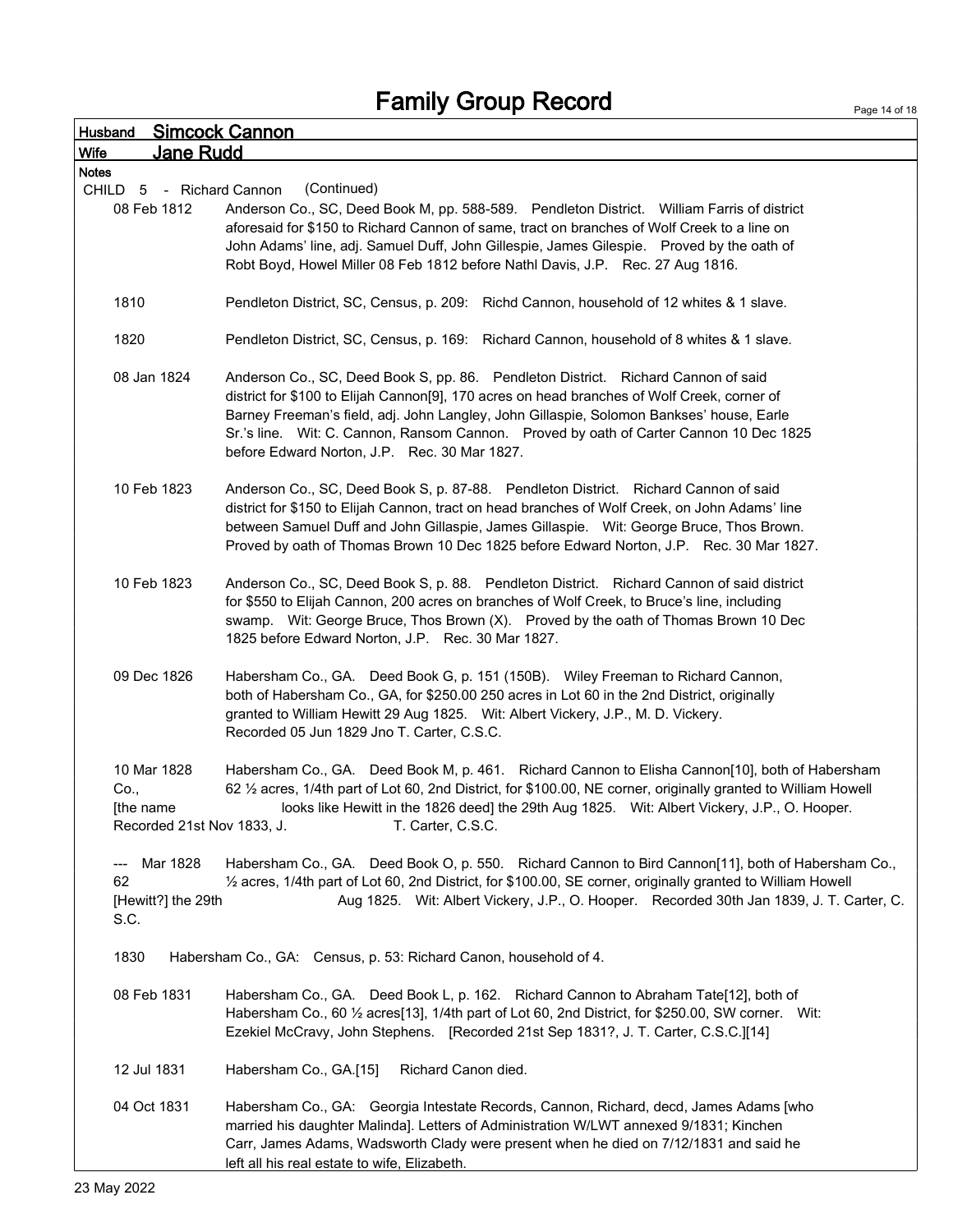# Family Group Record

**Husband** Simcock Cannon

**Wife** Jane Rudd

**Notes**

CHILD 5 - Richard Cannon (Continued)

08 Feb 1812 — Anderson Co., SC, Deed Book M, pp. 588-589. Pendleton District. William Farris of district aforesaid for $150 to Richard Cannon of same, tract on branches of Wolf Creek to a line on John Adams' line, adj. Samuel Duff, John Gillespie, James Gilespie. Proved by the oath of Robt Boyd, Howel Miller 08 Feb 1812 before Nathl Davis, J.P. Rec. 27 Aug 1816.

1810 — Pendleton District, SC, Census, p. 209: Richd Cannon, household of 12 whites & 1 slave.

1820 — Pendleton District, SC, Census, p. 169: Richard Cannon, household of 8 whites & 1 slave.

08 Jan 1824 — Anderson Co., SC, Deed Book S, pp. 86. Pendleton District. Richard Cannon of said district for $100 to Elijah Cannon[9], 170 acres on head branches of Wolf Creek, corner of Barney Freeman's field, adj. John Langley, John Gillaspie, Solomon Bankses' house, Earle Sr.'s line. Wit: C. Cannon, Ransom Cannon. Proved by oath of Carter Cannon 10 Dec 1825 before Edward Norton, J.P. Rec. 30 Mar 1827.

10 Feb 1823 — Anderson Co., SC, Deed Book S, p. 87-88. Pendleton District. Richard Cannon of said district for $150 to Elijah Cannon, tract on head branches of Wolf Creek, on John Adams' line between Samuel Duff and John Gillaspie, James Gillaspie. Wit: George Bruce, Thos Brown. Proved by oath of Thomas Brown 10 Dec 1825 before Edward Norton, J.P. Rec. 30 Mar 1827.

10 Feb 1823 — Anderson Co., SC, Deed Book S, p. 88. Pendleton District. Richard Cannon of said district for $550 to Elijah Cannon, 200 acres on branches of Wolf Creek, to Bruce's line, including swamp. Wit: George Bruce, Thos Brown (X). Proved by the oath of Thomas Brown 10 Dec 1825 before Edward Norton, J.P. Rec. 30 Mar 1827.

09 Dec 1826 — Habersham Co., GA. Deed Book G, p. 151 (150B). Wiley Freeman to Richard Cannon, both of Habersham Co., GA, for $250.00 250 acres in Lot 60 in the 2nd District, originally granted to William Hewitt 29 Aug 1825. Wit: Albert Vickery, J.P., M. D. Vickery. Recorded 05 Jun 1829 Jno T. Carter, C.S.C.

10 Mar 1828 — Habersham Co., GA. Deed Book M, p. 461. Richard Cannon to Elisha Cannon[10], both of Habersham Co., 62 ½ acres, 1/4th part of Lot 60, 2nd District, for $100.00, NE corner, originally granted to William Howell [the name looks like Hewitt in the 1826 deed] the 29th Aug 1825. Wit: Albert Vickery, J.P., O. Hooper. Recorded 21st Nov 1833, J. T. Carter, C.S.C.

--- Mar 1828 — Habersham Co., GA. Deed Book O, p. 550. Richard Cannon to Bird Cannon[11], both of Habersham Co., 62 ½ acres, 1/4th part of Lot 60, 2nd District, for $100.00, SE corner, originally granted to William Howell [Hewitt?] the 29th Aug 1825. Wit: Albert Vickery, J.P., O. Hooper. Recorded 30th Jan 1839, J. T. Carter, C. S.C.

1830 — Habersham Co., GA: Census, p. 53: Richard Canon, household of 4.

08 Feb 1831 — Habersham Co., GA. Deed Book L, p. 162. Richard Cannon to Abraham Tate[12], both of Habersham Co., 60 ½ acres[13], 1/4th part of Lot 60, 2nd District, for $250.00, SW corner. Wit: Ezekiel McCravy, John Stephens. [Recorded 21st Sep 1831?, J. T. Carter, C.S.C.][14]

12 Jul 1831 — Habersham Co., GA.[15] Richard Canon died.

04 Oct 1831 — Habersham Co., GA: Georgia Intestate Records, Cannon, Richard, decd, James Adams [who married his daughter Malinda]. Letters of Administration W/LWT annexed 9/1831; Kinchen Carr, James Adams, Wadsworth Clady were present when he died on 7/12/1831 and said he left all his real estate to wife, Elizabeth.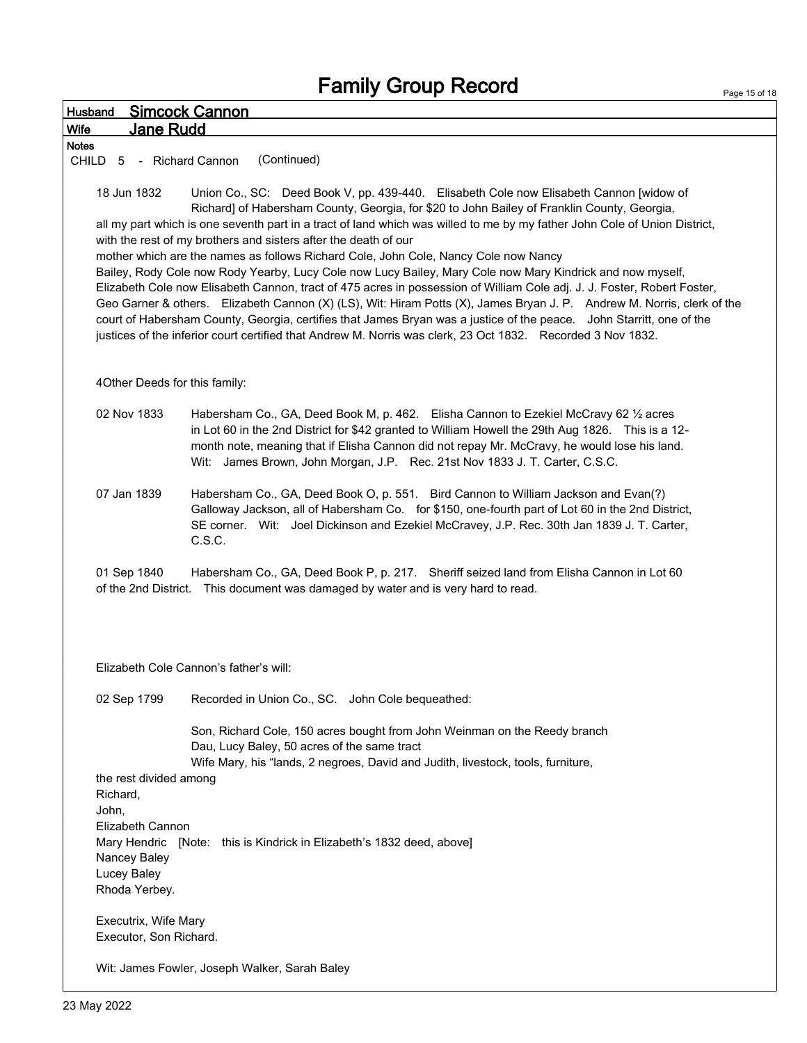# Family Group Record

**Husband** Simcock Cannon

**Wife** Jane Rudd

**Notes**

CHILD 5 - Richard Cannon (Continued)

18 Jun 1832 Union Co., SC: Deed Book V, pp. 439-440. Elisabeth Cole now Elisabeth Cannon [widow of Richard] of Habersham County, Georgia, for $20 to John Bailey of Franklin County, Georgia, all my part which is one seventh part in a tract of land which was willed to me by my father John Cole of Union District, with the rest of my brothers and sisters after the death of our mother which are the names as follows Richard Cole, John Cole, Nancy Cole now Nancy Bailey, Rody Cole now Rody Yearby, Lucy Cole now Lucy Bailey, Mary Cole now Mary Kindrick and now myself, Elizabeth Cole now Elisabeth Cannon, tract of 475 acres in possession of William Cole adj. J. J. Foster, Robert Foster, Geo Garner & others. Elizabeth Cannon (X) (LS), Wit: Hiram Potts (X), James Bryan J. P. Andrew M. Norris, clerk of the court of Habersham County, Georgia, certifies that James Bryan was a justice of the peace. John Starritt, one of the justices of the inferior court certified that Andrew M. Norris was clerk, 23 Oct 1832. Recorded 3 Nov 1832.

4Other Deeds for this family:

02 Nov 1833 Habersham Co., GA, Deed Book M, p. 462. Elisha Cannon to Ezekiel McCravy 62 ½ acres in Lot 60 in the 2nd District for $42 granted to William Howell the 29th Aug 1826. This is a 12-month note, meaning that if Elisha Cannon did not repay Mr. McCravy, he would lose his land. Wit: James Brown, John Morgan, J.P. Rec. 21st Nov 1833 J. T. Carter, C.S.C.

07 Jan 1839 Habersham Co., GA, Deed Book O, p. 551. Bird Cannon to William Jackson and Evan(?) Galloway Jackson, all of Habersham Co. for $150, one-fourth part of Lot 60 in the 2nd District, SE corner. Wit: Joel Dickinson and Ezekiel McCravey, J.P. Rec. 30th Jan 1839 J. T. Carter, C.S.C.

01 Sep 1840 Habersham Co., GA, Deed Book P, p. 217. Sheriff seized land from Elisha Cannon in Lot 60 of the 2nd District. This document was damaged by water and is very hard to read.

Elizabeth Cole Cannon's father's will:

02 Sep 1799 Recorded in Union Co., SC. John Cole bequeathed:

Son, Richard Cole, 150 acres bought from John Weinman on the Reedy branch
Dau, Lucy Baley, 50 acres of the same tract
Wife Mary, his "lands, 2 negroes, David and Judith, livestock, tools, furniture,

the rest divided among
Richard,
John,
Elizabeth Cannon
Mary Hendric [Note: this is Kindrick in Elizabeth's 1832 deed, above]
Nancey Baley
Lucey Baley
Rhoda Yerbey.

Executrix, Wife Mary
Executor, Son Richard.

Wit: James Fowler, Joseph Walker, Sarah Baley

23 May 2022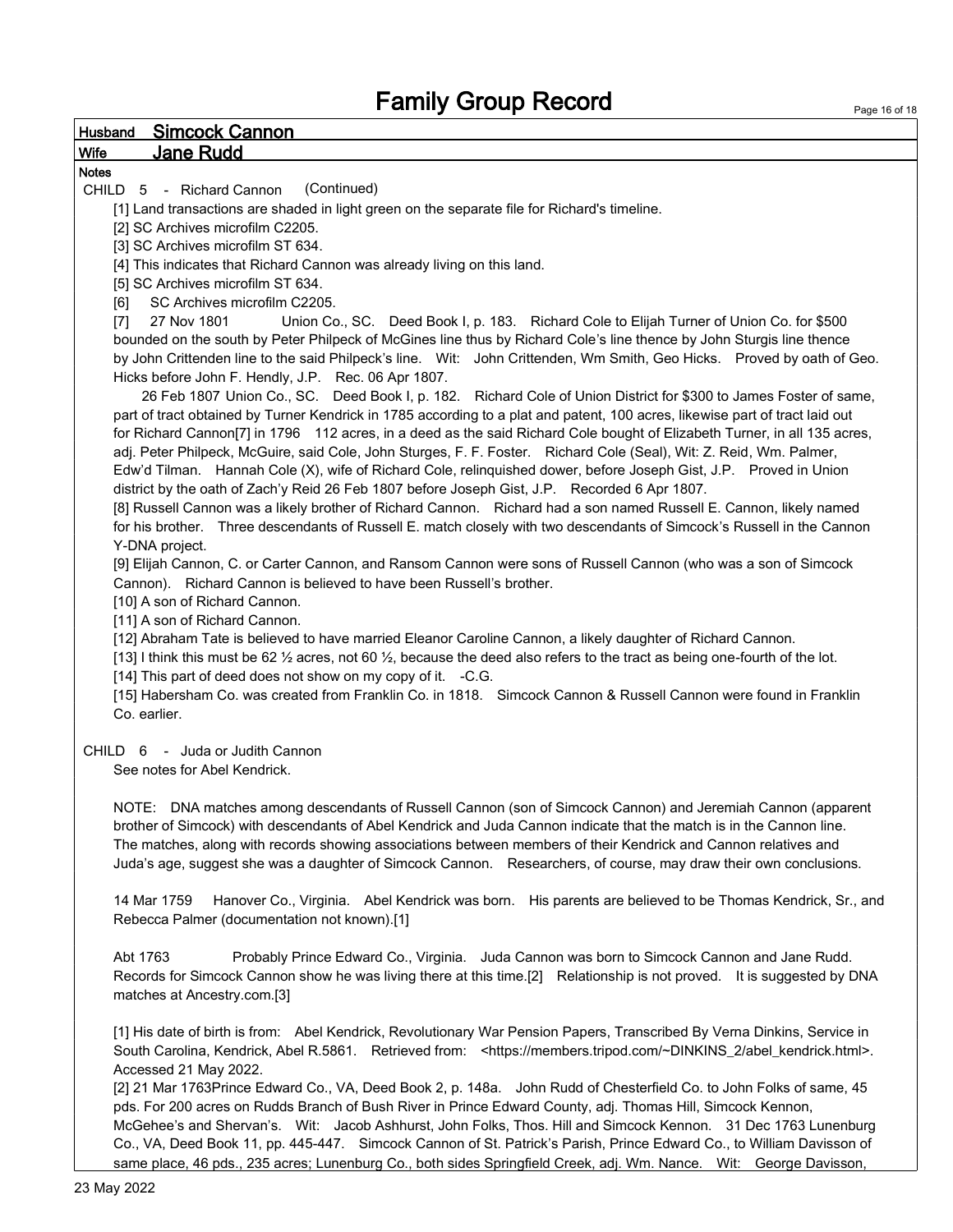# Family Group Record

**Husband** Simcock Cannon

**Wife** Jane Rudd

**Notes**

CHILD 5 - Richard Cannon (Continued)

[1] Land transactions are shaded in light green on the separate file for Richard's timeline.

[2] SC Archives microfilm C2205.

[3] SC Archives microfilm ST 634.

[4] This indicates that Richard Cannon was already living on this land.

[5] SC Archives microfilm ST 634.

[6] SC Archives microfilm C2205.

[7] 27 Nov 1801 Union Co., SC. Deed Book I, p. 183. Richard Cole to Elijah Turner of Union Co. for $500 bounded on the south by Peter Philpeck of McGines line thus by Richard Cole's line thence by John Sturgis line thence by John Crittenden line to the said Philpeck's line. Wit: John Crittenden, Wm Smith, Geo Hicks. Proved by oath of Geo. Hicks before John F. Hendly, J.P. Rec. 06 Apr 1807.

26 Feb 1807 Union Co., SC. Deed Book I, p. 182. Richard Cole of Union District for $300 to James Foster of same, part of tract obtained by Turner Kendrick in 1785 according to a plat and patent, 100 acres, likewise part of tract laid out for Richard Cannon[7] in 1796 112 acres, in a deed as the said Richard Cole bought of Elizabeth Turner, in all 135 acres, adj. Peter Philpeck, McGuire, said Cole, John Sturges, F. F. Foster. Richard Cole (Seal), Wit: Z. Reid, Wm. Palmer, Edw'd Tilman. Hannah Cole (X), wife of Richard Cole, relinquished dower, before Joseph Gist, J.P. Proved in Union district by the oath of Zach'y Reid 26 Feb 1807 before Joseph Gist, J.P. Recorded 6 Apr 1807.

[8] Russell Cannon was a likely brother of Richard Cannon. Richard had a son named Russell E. Cannon, likely named for his brother. Three descendants of Russell E. match closely with two descendants of Simcock's Russell in the Cannon Y-DNA project.

[9] Elijah Cannon, C. or Carter Cannon, and Ransom Cannon were sons of Russell Cannon (who was a son of Simcock Cannon). Richard Cannon is believed to have been Russell's brother.

[10] A son of Richard Cannon.

[11] A son of Richard Cannon.

[12] Abraham Tate is believed to have married Eleanor Caroline Cannon, a likely daughter of Richard Cannon.

[13] I think this must be 62 ½ acres, not 60 ½, because the deed also refers to the tract as being one-fourth of the lot.

[14] This part of deed does not show on my copy of it. -C.G.

[15] Habersham Co. was created from Franklin Co. in 1818. Simcock Cannon & Russell Cannon were found in Franklin Co. earlier.

CHILD 6 - Juda or Judith Cannon

See notes for Abel Kendrick.

NOTE: DNA matches among descendants of Russell Cannon (son of Simcock Cannon) and Jeremiah Cannon (apparent brother of Simcock) with descendants of Abel Kendrick and Juda Cannon indicate that the match is in the Cannon line. The matches, along with records showing associations between members of their Kendrick and Cannon relatives and Juda's age, suggest she was a daughter of Simcock Cannon. Researchers, of course, may draw their own conclusions.

14 Mar 1759 Hanover Co., Virginia. Abel Kendrick was born. His parents are believed to be Thomas Kendrick, Sr., and Rebecca Palmer (documentation not known).[1]

Abt 1763 Probably Prince Edward Co., Virginia. Juda Cannon was born to Simcock Cannon and Jane Rudd. Records for Simcock Cannon show he was living there at this time.[2] Relationship is not proved. It is suggested by DNA matches at Ancestry.com.[3]

[1] His date of birth is from: Abel Kendrick, Revolutionary War Pension Papers, Transcribed By Verna Dinkins, Service in South Carolina, Kendrick, Abel R.5861. Retrieved from: <https://members.tripod.com/~DINKINS_2/abel_kendrick.html>. Accessed 21 May 2022.

[2] 21 Mar 1763Prince Edward Co., VA, Deed Book 2, p. 148a. John Rudd of Chesterfield Co. to John Folks of same, 45 pds. For 200 acres on Rudds Branch of Bush River in Prince Edward County, adj. Thomas Hill, Simcock Kennon, McGehee's and Shervan's. Wit: Jacob Ashhurst, John Folks, Thos. Hill and Simcock Kennon. 31 Dec 1763 Lunenburg Co., VA, Deed Book 11, pp. 445-447. Simcock Cannon of St. Patrick's Parish, Prince Edward Co., to William Davisson of same place, 46 pds., 235 acres; Lunenburg Co., both sides Springfield Creek, adj. Wm. Nance. Wit: George Davisson,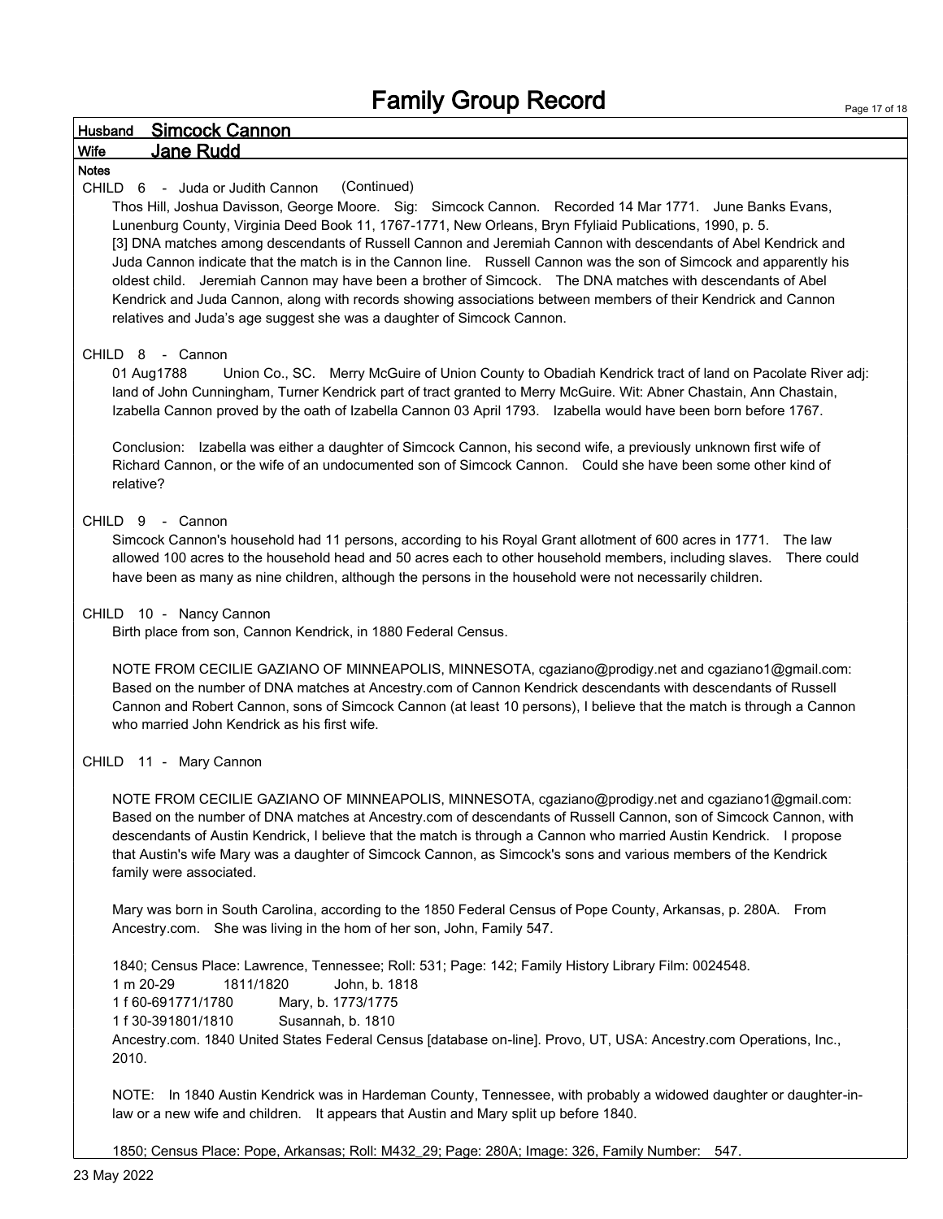# Family Group Record

**Husband** Simcock Cannon

**Wife** Jane Rudd

**Notes**

CHILD 6 - Juda or Judith Cannon (Continued)

Thos Hill, Joshua Davisson, George Moore. Sig: Simcock Cannon. Recorded 14 Mar 1771. June Banks Evans, Lunenburg County, Virginia Deed Book 11, 1767-1771, New Orleans, Bryn Ffyliaid Publications, 1990, p. 5.

[3] DNA matches among descendants of Russell Cannon and Jeremiah Cannon with descendants of Abel Kendrick and Juda Cannon indicate that the match is in the Cannon line. Russell Cannon was the son of Simcock and apparently his oldest child. Jeremiah Cannon may have been a brother of Simcock. The DNA matches with descendants of Abel Kendrick and Juda Cannon, along with records showing associations between members of their Kendrick and Cannon relatives and Juda's age suggest she was a daughter of Simcock Cannon.

CHILD 8 - Cannon

01 Aug1788 Union Co., SC. Merry McGuire of Union County to Obadiah Kendrick tract of land on Pacolate River adj: land of John Cunningham, Turner Kendrick part of tract granted to Merry McGuire. Wit: Abner Chastain, Ann Chastain, Izabella Cannon proved by the oath of Izabella Cannon 03 April 1793. Izabella would have been born before 1767.

Conclusion: Izabella was either a daughter of Simcock Cannon, his second wife, a previously unknown first wife of Richard Cannon, or the wife of an undocumented son of Simcock Cannon. Could she have been some other kind of relative?

CHILD 9 - Cannon

Simcock Cannon's household had 11 persons, according to his Royal Grant allotment of 600 acres in 1771. The law allowed 100 acres to the household head and 50 acres each to other household members, including slaves. There could have been as many as nine children, although the persons in the household were not necessarily children.

CHILD 10 - Nancy Cannon

Birth place from son, Cannon Kendrick, in 1880 Federal Census.

NOTE FROM CECILIE GAZIANO OF MINNEAPOLIS, MINNESOTA, cgaziano@prodigy.net and cgaziano1@gmail.com: Based on the number of DNA matches at Ancestry.com of Cannon Kendrick descendants with descendants of Russell Cannon and Robert Cannon, sons of Simcock Cannon (at least 10 persons), I believe that the match is through a Cannon who married John Kendrick as his first wife.

CHILD 11 - Mary Cannon

NOTE FROM CECILIE GAZIANO OF MINNEAPOLIS, MINNESOTA, cgaziano@prodigy.net and cgaziano1@gmail.com: Based on the number of DNA matches at Ancestry.com of descendants of Russell Cannon, son of Simcock Cannon, with descendants of Austin Kendrick, I believe that the match is through a Cannon who married Austin Kendrick. I propose that Austin's wife Mary was a daughter of Simcock Cannon, as Simcock's sons and various members of the Kendrick family were associated.

Mary was born in South Carolina, according to the 1850 Federal Census of Pope County, Arkansas, p. 280A. From Ancestry.com. She was living in the hom of her son, John, Family 547.

1840; Census Place: Lawrence, Tennessee; Roll: 531; Page: 142; Family History Library Film: 0024548.
1 m 20-29 1811/1820 John, b. 1818
1 f 60-691771/1780 Mary, b. 1773/1775
1 f 30-391801/1810 Susannah, b. 1810
Ancestry.com. 1840 United States Federal Census [database on-line]. Provo, UT, USA: Ancestry.com Operations, Inc., 2010.

NOTE: In 1840 Austin Kendrick was in Hardeman County, Tennessee, with probably a widowed daughter or daughter-in-law or a new wife and children. It appears that Austin and Mary split up before 1840.

1850; Census Place: Pope, Arkansas; Roll: M432_29; Page: 280A; Image: 326, Family Number: 547.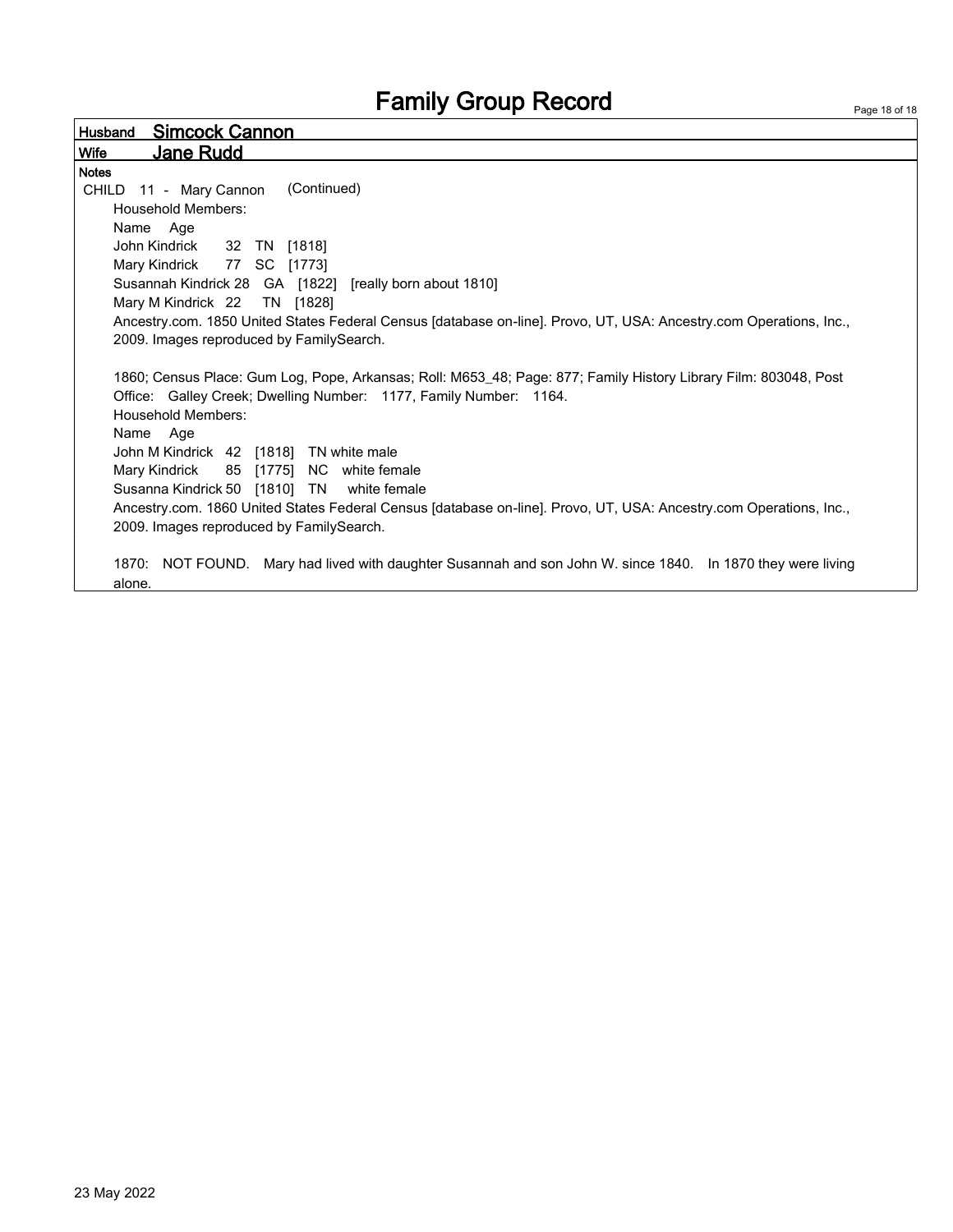# Family Group Record

**Husband** **Simcock Cannon**

**Wife** **Jane Rudd**

**Notes**

CHILD 11 - Mary Cannon (Continued)

Household Members:

Name Age

John Kindrick 32 TN [1818]

Mary Kindrick 77 SC [1773]

Susannah Kindrick 28 GA [1822] [really born about 1810]

Mary M Kindrick 22 TN [1828]

Ancestry.com. 1850 United States Federal Census [database on-line]. Provo, UT, USA: Ancestry.com Operations, Inc., 2009. Images reproduced by FamilySearch.

1860; Census Place: Gum Log, Pope, Arkansas; Roll: M653_48; Page: 877; Family History Library Film: 803048, Post Office: Galley Creek; Dwelling Number: 1177, Family Number: 1164.

Household Members:

Name Age

John M Kindrick 42 [1818] TN white male

Mary Kindrick 85 [1775] NC white female

Susanna Kindrick 50 [1810] TN white female

Ancestry.com. 1860 United States Federal Census [database on-line]. Provo, UT, USA: Ancestry.com Operations, Inc., 2009. Images reproduced by FamilySearch.

1870: NOT FOUND. Mary had lived with daughter Susannah and son John W. since 1840. In 1870 they were living alone.

23 May 2022